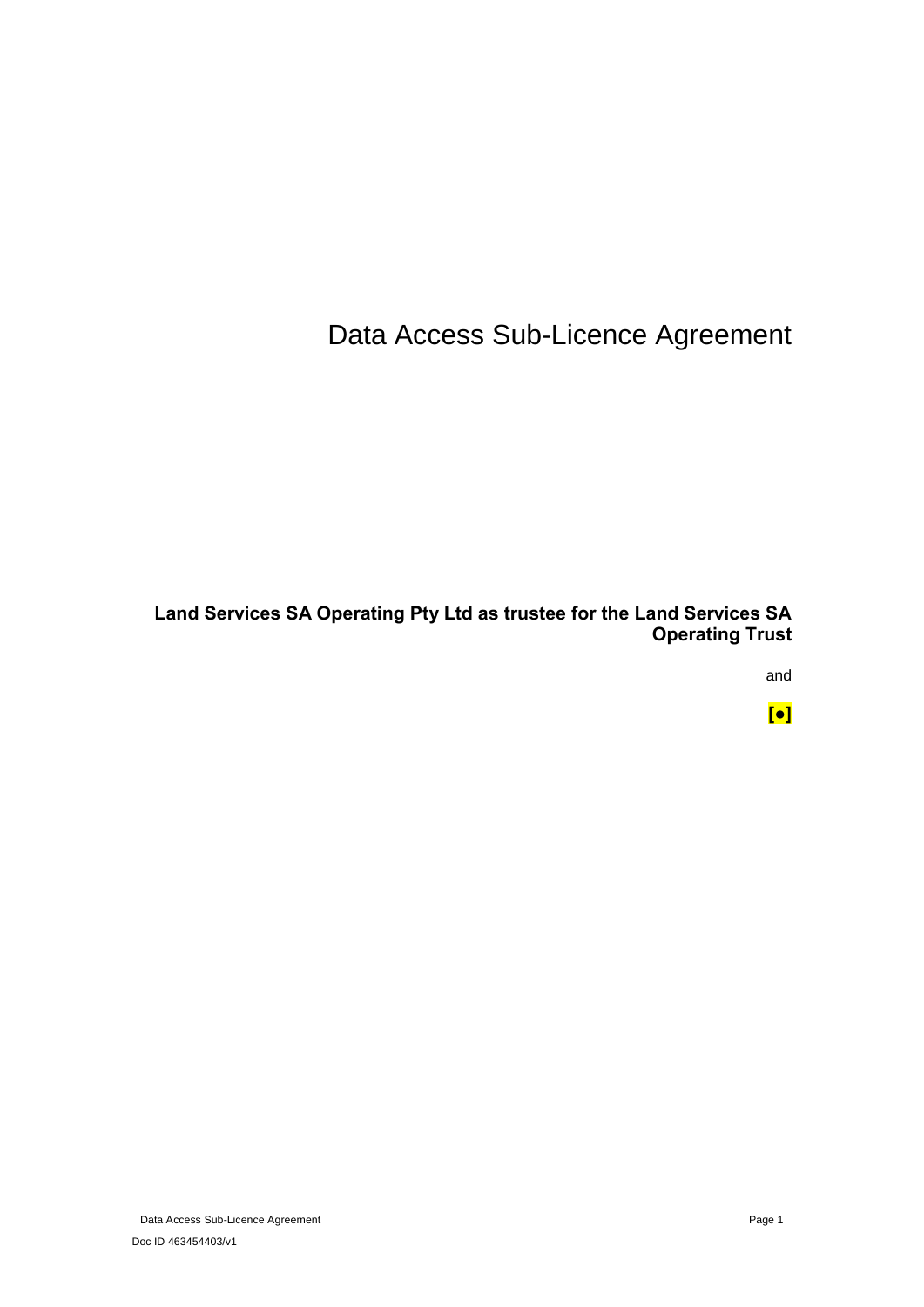# Data Access Sub-Licence Agreement

**Land Services SA Operating Pty Ltd as trustee for the Land Services SA Operating Trust**

and

**[●]**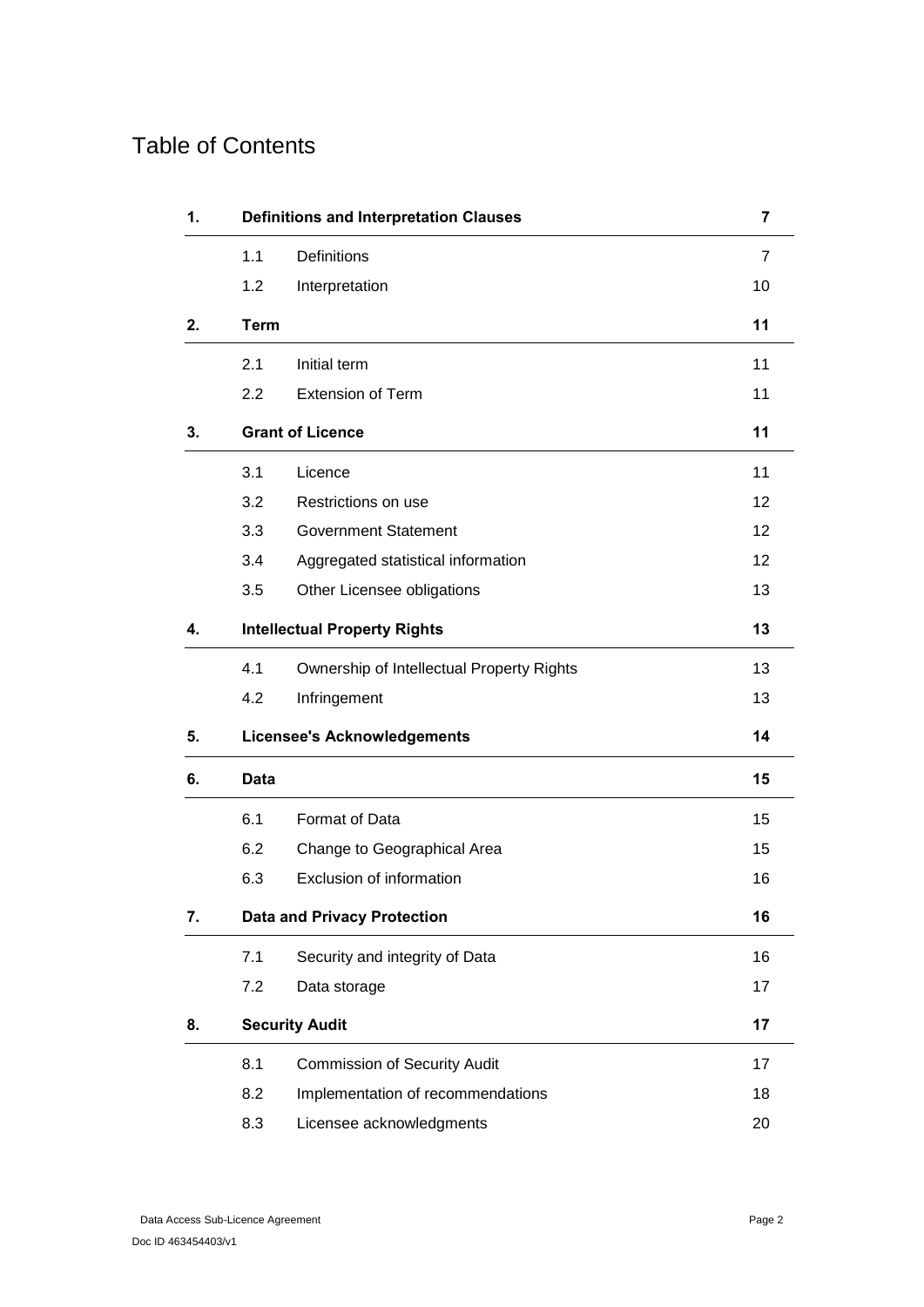# Table of Contents

| | | | |
|---|---|---|---|
| **1.** | **Definitions and Interpretation Clauses** | | **7** |
| | 1.1 | Definitions | 7 |
| | 1.2 | Interpretation | 10 |
| **2.** | **Term** | | **11** |
| | 2.1 | Initial term | 11 |
| | 2.2 | Extension of Term | 11 |
| **3.** | **Grant of Licence** | | **11** |
| | 3.1 | Licence | 11 |
| | 3.2 | Restrictions on use | 12 |
| | 3.3 | Government Statement | 12 |
| | 3.4 | Aggregated statistical information | 12 |
| | 3.5 | Other Licensee obligations | 13 |
| **4.** | **Intellectual Property Rights** | | **13** |
| | 4.1 | Ownership of Intellectual Property Rights | 13 |
| | 4.2 | Infringement | 13 |
| **5.** | **Licensee's Acknowledgements** | | **14** |
| **6.** | **Data** | | **15** |
| | 6.1 | Format of Data | 15 |
| | 6.2 | Change to Geographical Area | 15 |
| | 6.3 | Exclusion of information | 16 |
| **7.** | **Data and Privacy Protection** | | **16** |
| | 7.1 | Security and integrity of Data | 16 |
| | 7.2 | Data storage | 17 |
| **8.** | **Security Audit** | | **17** |
| | 8.1 | Commission of Security Audit | 17 |
| | 8.2 | Implementation of recommendations | 18 |
| | 8.3 | Licensee acknowledgments | 20 |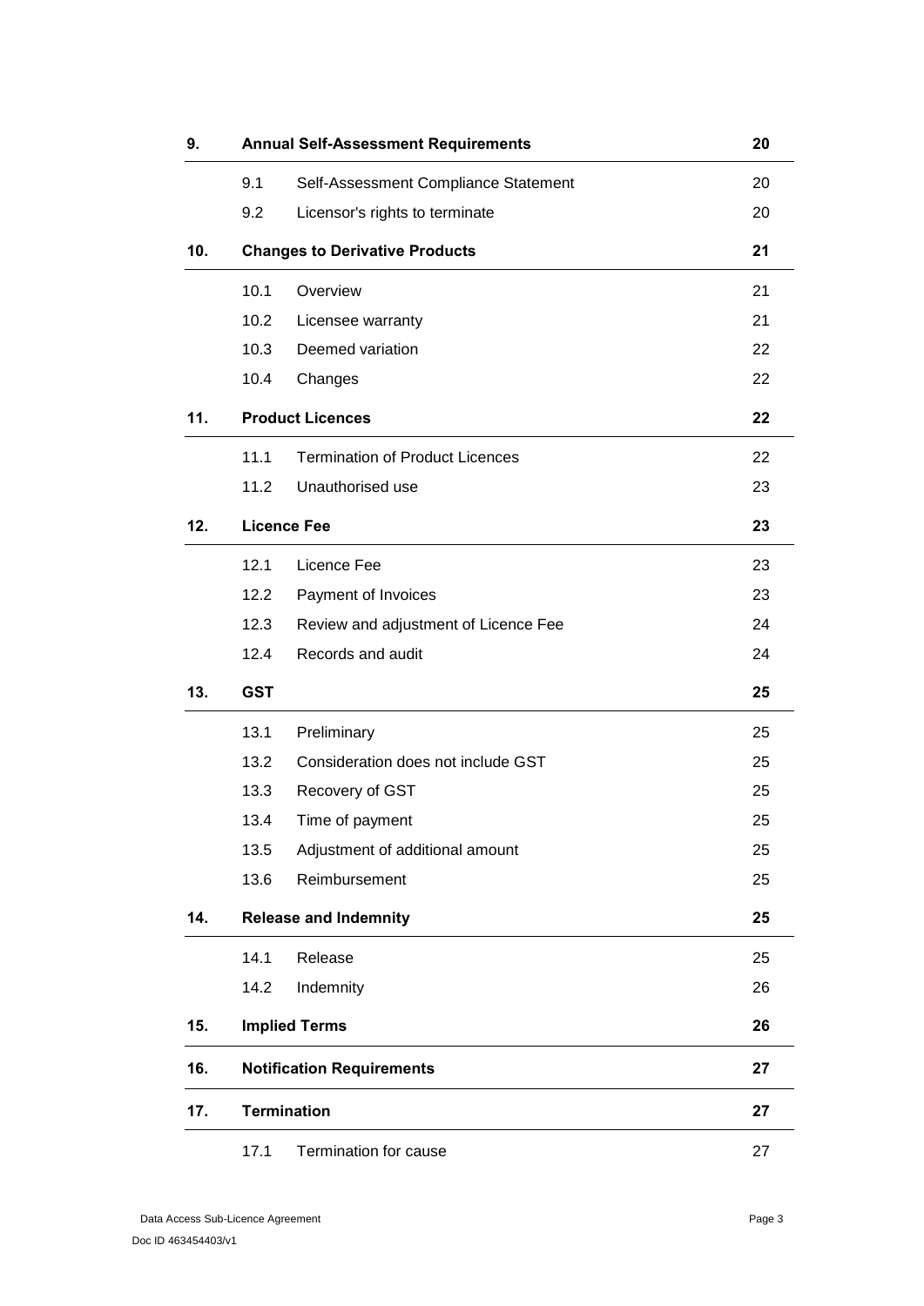| | | | |
|---|---|---|---|
| **9.** | **Annual Self-Assessment Requirements** | | **20** |
| | 9.1 | Self-Assessment Compliance Statement | 20 |
| | 9.2 | Licensor's rights to terminate | 20 |
| **10.** | **Changes to Derivative Products** | | **21** |
| | 10.1 | Overview | 21 |
| | 10.2 | Licensee warranty | 21 |
| | 10.3 | Deemed variation | 22 |
| | 10.4 | Changes | 22 |
| **11.** | **Product Licences** | | **22** |
| | 11.1 | Termination of Product Licences | 22 |
| | 11.2 | Unauthorised use | 23 |
| **12.** | **Licence Fee** | | **23** |
| | 12.1 | Licence Fee | 23 |
| | 12.2 | Payment of Invoices | 23 |
| | 12.3 | Review and adjustment of Licence Fee | 24 |
| | 12.4 | Records and audit | 24 |
| **13.** | **GST** | | **25** |
| | 13.1 | Preliminary | 25 |
| | 13.2 | Consideration does not include GST | 25 |
| | 13.3 | Recovery of GST | 25 |
| | 13.4 | Time of payment | 25 |
| | 13.5 | Adjustment of additional amount | 25 |
| | 13.6 | Reimbursement | 25 |
| **14.** | **Release and Indemnity** | | **25** |
| | 14.1 | Release | 25 |
| | 14.2 | Indemnity | 26 |
| **15.** | **Implied Terms** | | **26** |
| **16.** | **Notification Requirements** | | **27** |
| **17.** | **Termination** | | **27** |
| | 17.1 | Termination for cause | 27 |

Data Access Sub-Licence Agreement

Doc ID 463454403/v1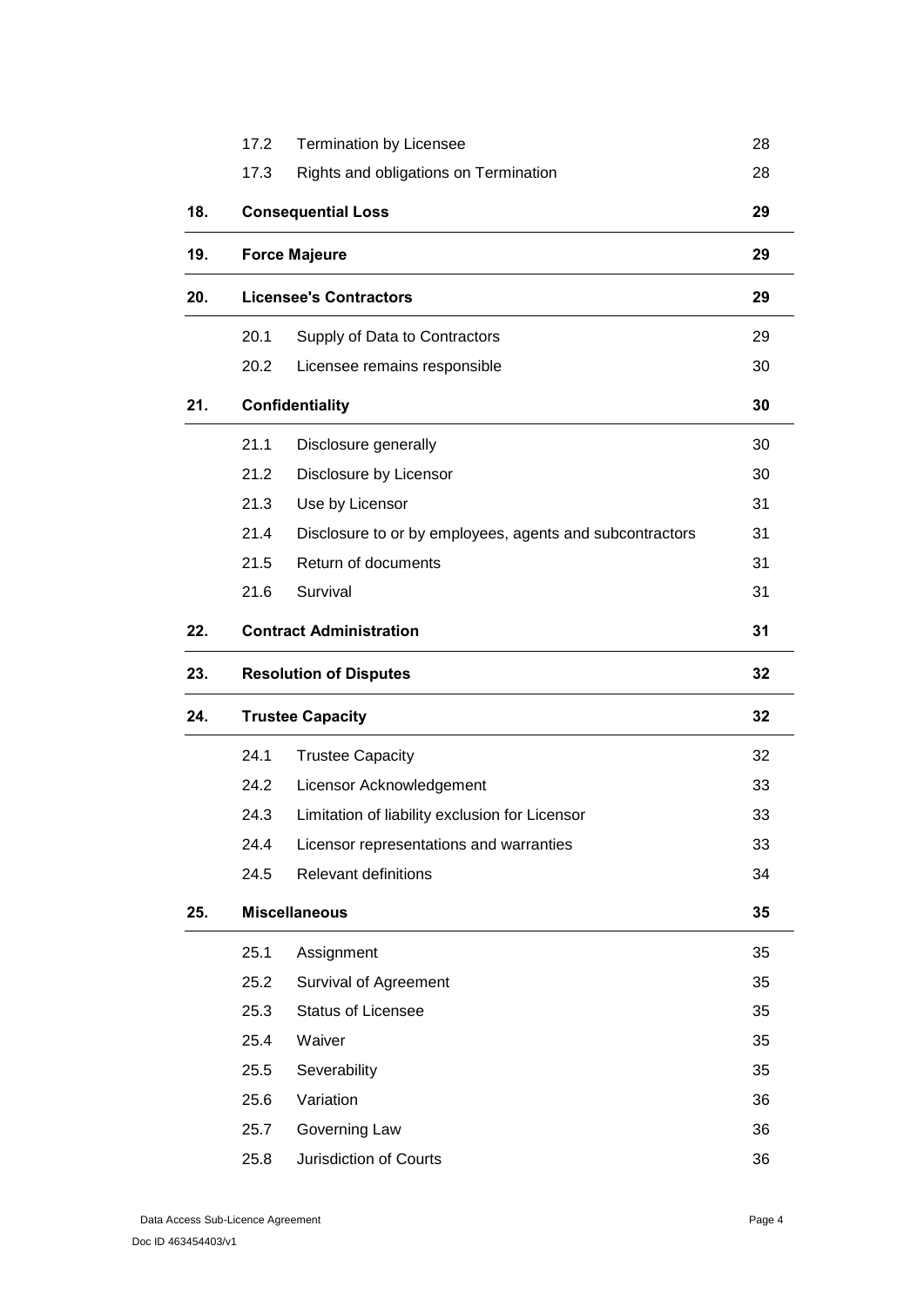| | | | |
|---|---|---|---|
| | 17.2 | Termination by Licensee | 28 |
| | 17.3 | Rights and obligations on Termination | 28 |
| **18.** | **Consequential Loss** | | **29** |
| **19.** | **Force Majeure** | | **29** |
| **20.** | **Licensee's Contractors** | | **29** |
| | 20.1 | Supply of Data to Contractors | 29 |
| | 20.2 | Licensee remains responsible | 30 |
| **21.** | **Confidentiality** | | **30** |
| | 21.1 | Disclosure generally | 30 |
| | 21.2 | Disclosure by Licensor | 30 |
| | 21.3 | Use by Licensor | 31 |
| | 21.4 | Disclosure to or by employees, agents and subcontractors | 31 |
| | 21.5 | Return of documents | 31 |
| | 21.6 | Survival | 31 |
| **22.** | **Contract Administration** | | **31** |
| **23.** | **Resolution of Disputes** | | **32** |
| **24.** | **Trustee Capacity** | | **32** |
| | 24.1 | Trustee Capacity | 32 |
| | 24.2 | Licensor Acknowledgement | 33 |
| | 24.3 | Limitation of liability exclusion for Licensor | 33 |
| | 24.4 | Licensor representations and warranties | 33 |
| | 24.5 | Relevant definitions | 34 |
| **25.** | **Miscellaneous** | | **35** |
| | 25.1 | Assignment | 35 |
| | 25.2 | Survival of Agreement | 35 |
| | 25.3 | Status of Licensee | 35 |
| | 25.4 | Waiver | 35 |
| | 25.5 | Severability | 35 |
| | 25.6 | Variation | 36 |
| | 25.7 | Governing Law | 36 |
| | 25.8 | Jurisdiction of Courts | 36 |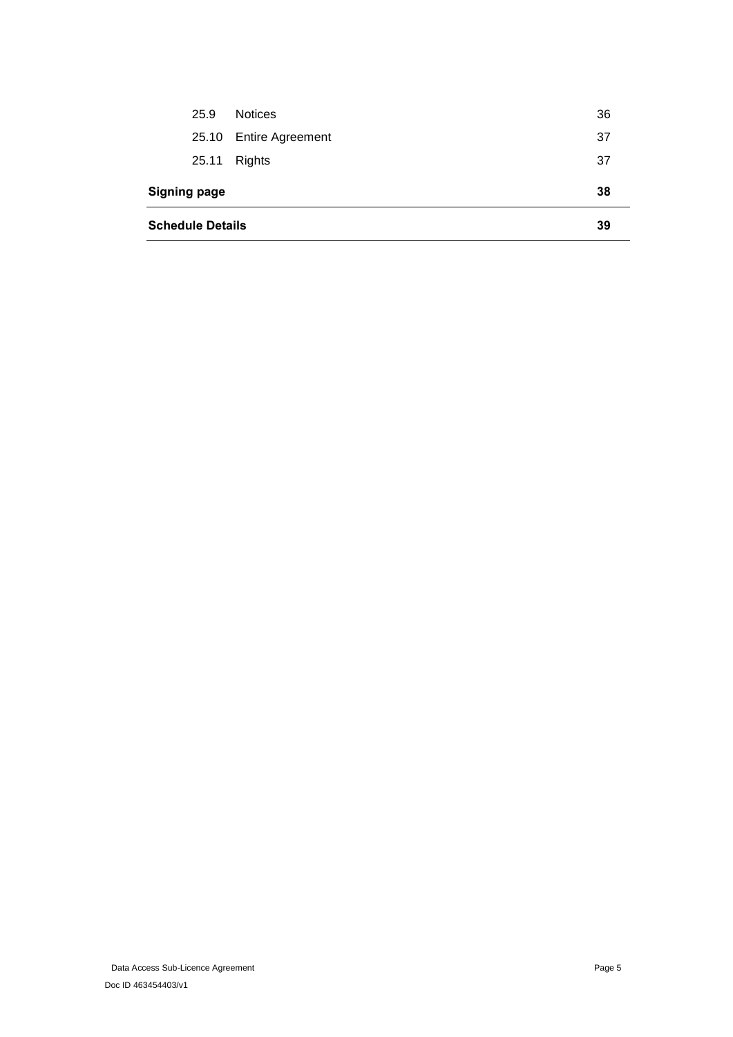| | | |
|---|---|---|
| 25.9 | Notices | 36 |
| 25.10 | Entire Agreement | 37 |
| 25.11 | Rights | 37 |

| | |
|---|---|
| **Signing page** | **38** |
| **Schedule Details** | **39** |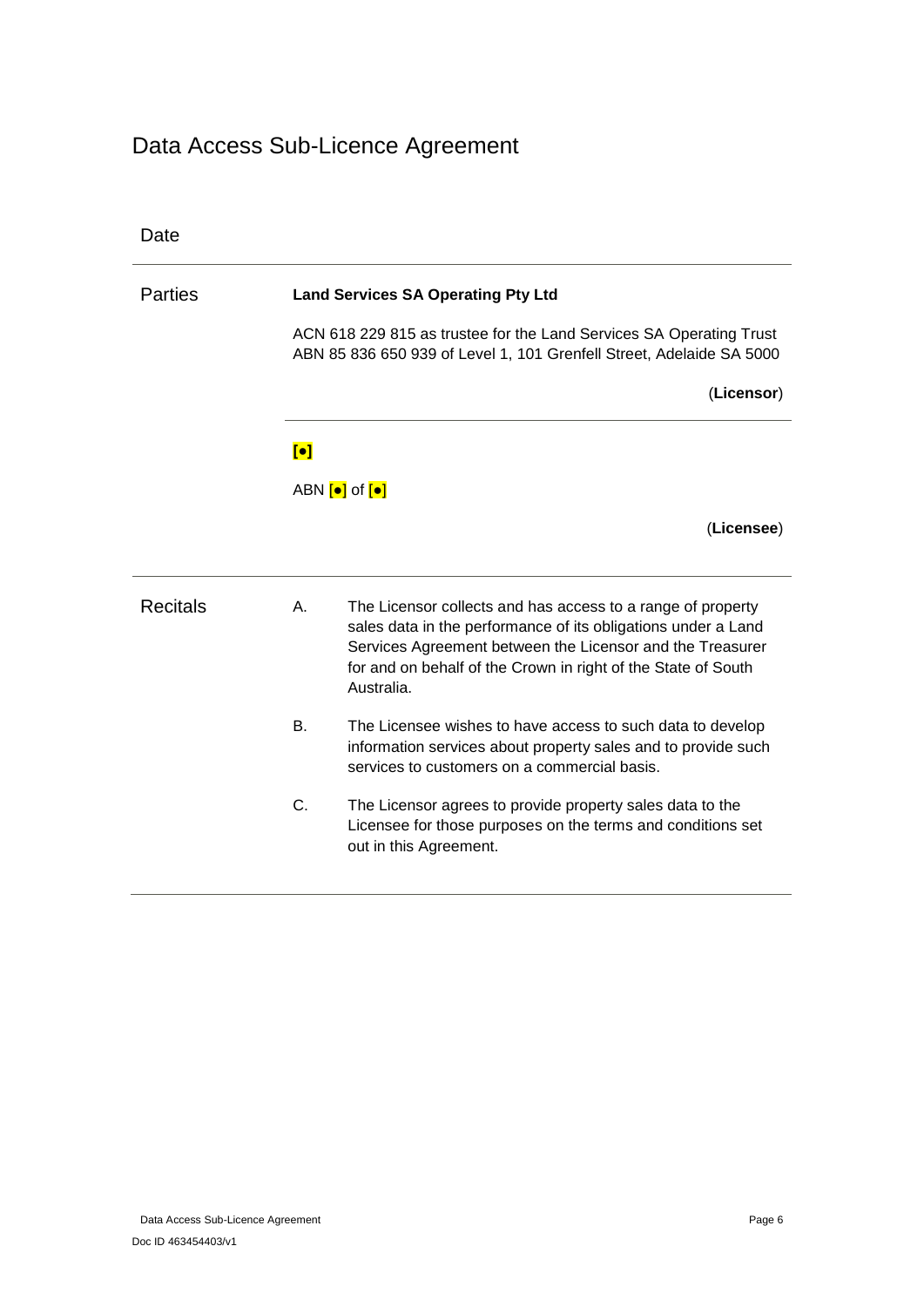# Data Access Sub-Licence Agreement

Date

Parties

**Land Services SA Operating Pty Ltd**

ACN 618 229 815 as trustee for the Land Services SA Operating Trust ABN 85 836 650 939 of Level 1, 101 Grenfell Street, Adelaide SA 5000

(**Licensor**)

**[●]**

ABN [●] of [●]

(**Licensee**)

Recitals

A. The Licensor collects and has access to a range of property sales data in the performance of its obligations under a Land Services Agreement between the Licensor and the Treasurer for and on behalf of the Crown in right of the State of South Australia.

B. The Licensee wishes to have access to such data to develop information services about property sales and to provide such services to customers on a commercial basis.

C. The Licensor agrees to provide property sales data to the Licensee for those purposes on the terms and conditions set out in this Agreement.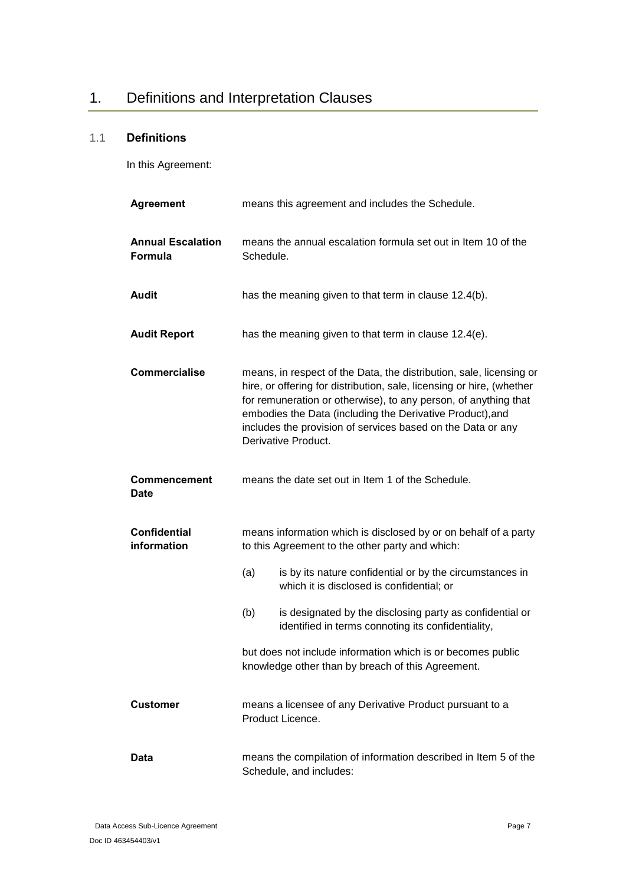# 1. Definitions and Interpretation Clauses

## 1.1 Definitions

In this Agreement:

**Agreement** means this agreement and includes the Schedule.

**Annual Escalation Formula** means the annual escalation formula set out in Item 10 of the Schedule.

**Audit** has the meaning given to that term in clause 12.4(b).

**Audit Report** has the meaning given to that term in clause 12.4(e).

**Commercialise** means, in respect of the Data, the distribution, sale, licensing or hire, or offering for distribution, sale, licensing or hire, (whether for remuneration or otherwise), to any person, of anything that embodies the Data (including the Derivative Product),and includes the provision of services based on the Data or any Derivative Product.

**Commencement Date** means the date set out in Item 1 of the Schedule.

**Confidential information** means information which is disclosed by or on behalf of a party to this Agreement to the other party and which:

(a) is by its nature confidential or by the circumstances in which it is disclosed is confidential; or

(b) is designated by the disclosing party as confidential or identified in terms connoting its confidentiality,

but does not include information which is or becomes public knowledge other than by breach of this Agreement.

**Customer** means a licensee of any Derivative Product pursuant to a Product Licence.

**Data** means the compilation of information described in Item 5 of the Schedule, and includes: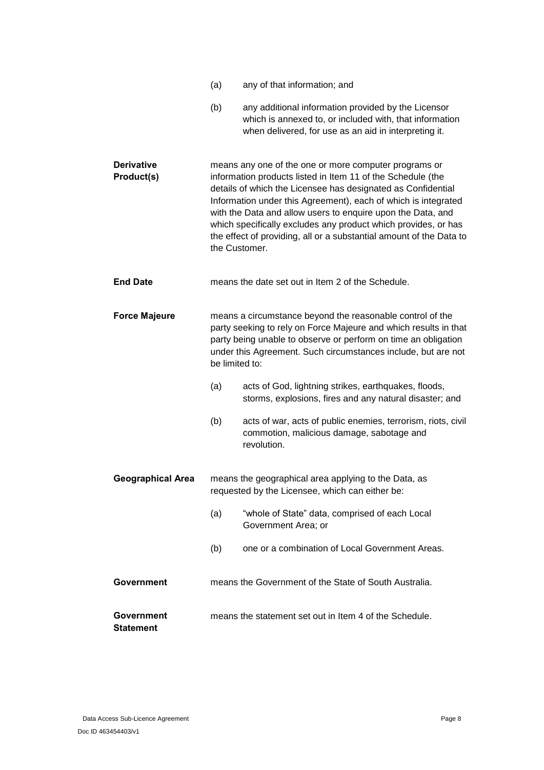(a) any of that information; and

(b) any additional information provided by the Licensor which is annexed to, or included with, that information when delivered, for use as an aid in interpreting it.

**Derivative Product(s)** means any one of the one or more computer programs or information products listed in Item 11 of the Schedule (the details of which the Licensee has designated as Confidential Information under this Agreement), each of which is integrated with the Data and allow users to enquire upon the Data, and which specifically excludes any product which provides, or has the effect of providing, all or a substantial amount of the Data to the Customer.

**End Date** means the date set out in Item 2 of the Schedule.

**Force Majeure** means a circumstance beyond the reasonable control of the party seeking to rely on Force Majeure and which results in that party being unable to observe or perform on time an obligation under this Agreement. Such circumstances include, but are not be limited to:

(a) acts of God, lightning strikes, earthquakes, floods, storms, explosions, fires and any natural disaster; and

(b) acts of war, acts of public enemies, terrorism, riots, civil commotion, malicious damage, sabotage and revolution.

**Geographical Area** means the geographical area applying to the Data, as requested by the Licensee, which can either be:

(a) "whole of State" data, comprised of each Local Government Area; or

(b) one or a combination of Local Government Areas.

**Government** means the Government of the State of South Australia.

**Government Statement** means the statement set out in Item 4 of the Schedule.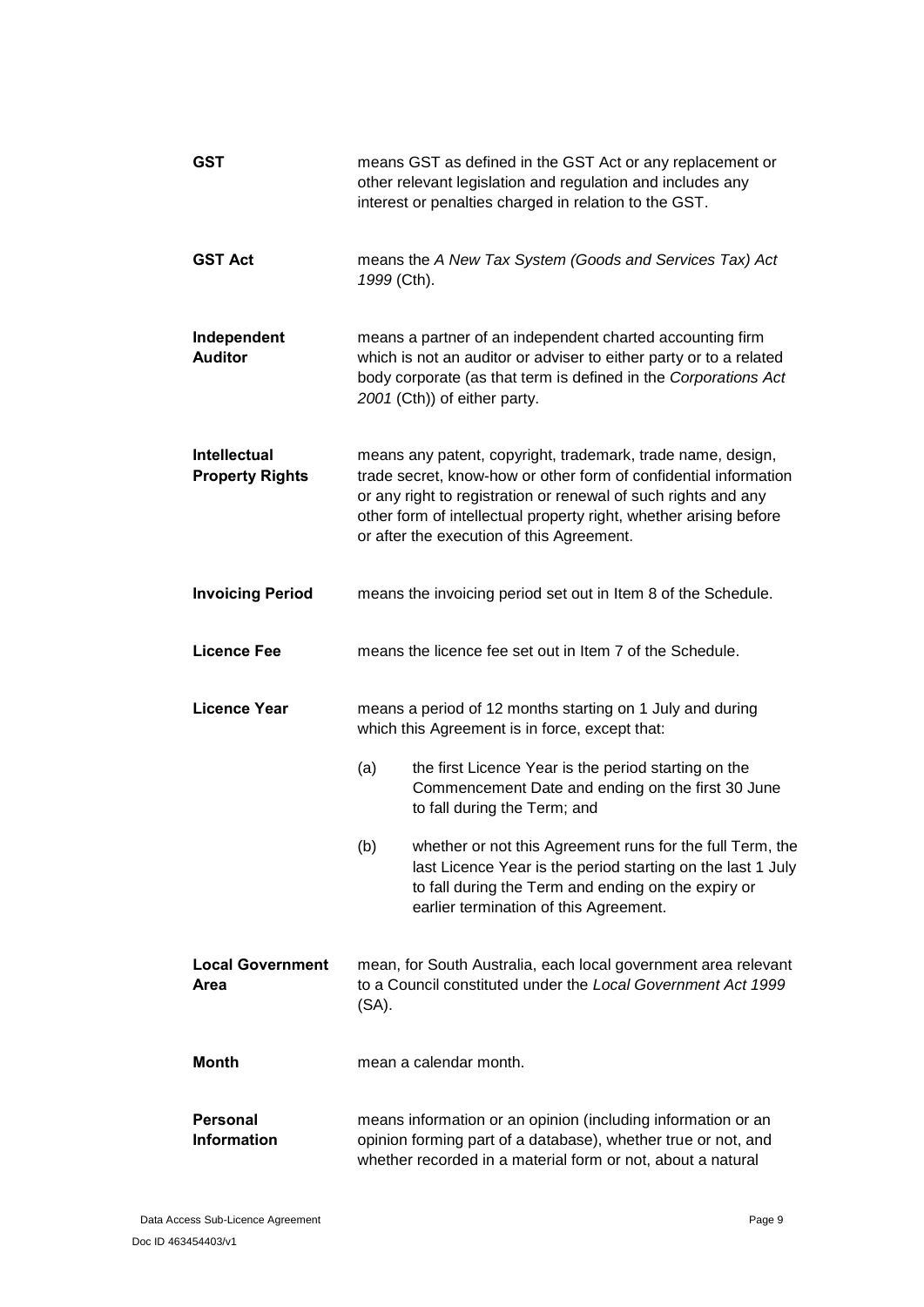**GST** means GST as defined in the GST Act or any replacement or other relevant legislation and regulation and includes any interest or penalties charged in relation to the GST.

**GST Act** means the *A New Tax System (Goods and Services Tax) Act 1999* (Cth).

**Independent Auditor** means a partner of an independent charted accounting firm which is not an auditor or adviser to either party or to a related body corporate (as that term is defined in the *Corporations Act 2001* (Cth)) of either party.

**Intellectual Property Rights** means any patent, copyright, trademark, trade name, design, trade secret, know-how or other form of confidential information or any right to registration or renewal of such rights and any other form of intellectual property right, whether arising before or after the execution of this Agreement.

**Invoicing Period** means the invoicing period set out in Item 8 of the Schedule.

**Licence Fee** means the licence fee set out in Item 7 of the Schedule.

**Licence Year** means a period of 12 months starting on 1 July and during which this Agreement is in force, except that:

(a) the first Licence Year is the period starting on the Commencement Date and ending on the first 30 June to fall during the Term; and

(b) whether or not this Agreement runs for the full Term, the last Licence Year is the period starting on the last 1 July to fall during the Term and ending on the expiry or earlier termination of this Agreement.

**Local Government Area** mean, for South Australia, each local government area relevant to a Council constituted under the *Local Government Act 1999* (SA).

**Month** mean a calendar month.

**Personal Information** means information or an opinion (including information or an opinion forming part of a database), whether true or not, and whether recorded in a material form or not, about a natural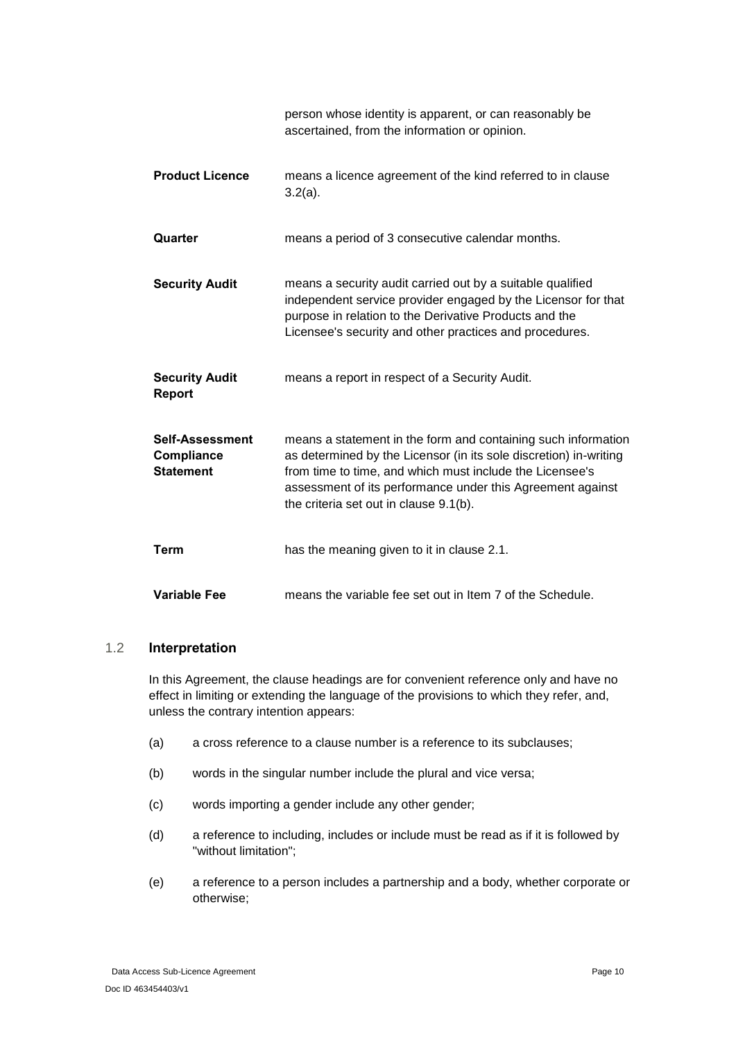| | |
|---|---|
| | person whose identity is apparent, or can reasonably be ascertained, from the information or opinion. |
| **Product Licence** | means a licence agreement of the kind referred to in clause 3.2(a). |
| **Quarter** | means a period of 3 consecutive calendar months. |
| **Security Audit** | means a security audit carried out by a suitable qualified independent service provider engaged by the Licensor for that purpose in relation to the Derivative Products and the Licensee's security and other practices and procedures. |
| **Security Audit Report** | means a report in respect of a Security Audit. |
| **Self-Assessment Compliance Statement** | means a statement in the form and containing such information as determined by the Licensor (in its sole discretion) in-writing from time to time, and which must include the Licensee's assessment of its performance under this Agreement against the criteria set out in clause 9.1(b). |
| **Term** | has the meaning given to it in clause 2.1. |
| **Variable Fee** | means the variable fee set out in Item 7 of the Schedule. |

## 1.2 Interpretation

In this Agreement, the clause headings are for convenient reference only and have no effect in limiting or extending the language of the provisions to which they refer, and, unless the contrary intention appears:

(a) a cross reference to a clause number is a reference to its subclauses;

(b) words in the singular number include the plural and vice versa;

(c) words importing a gender include any other gender;

(d) a reference to including, includes or include must be read as if it is followed by "without limitation";

(e) a reference to a person includes a partnership and a body, whether corporate or otherwise;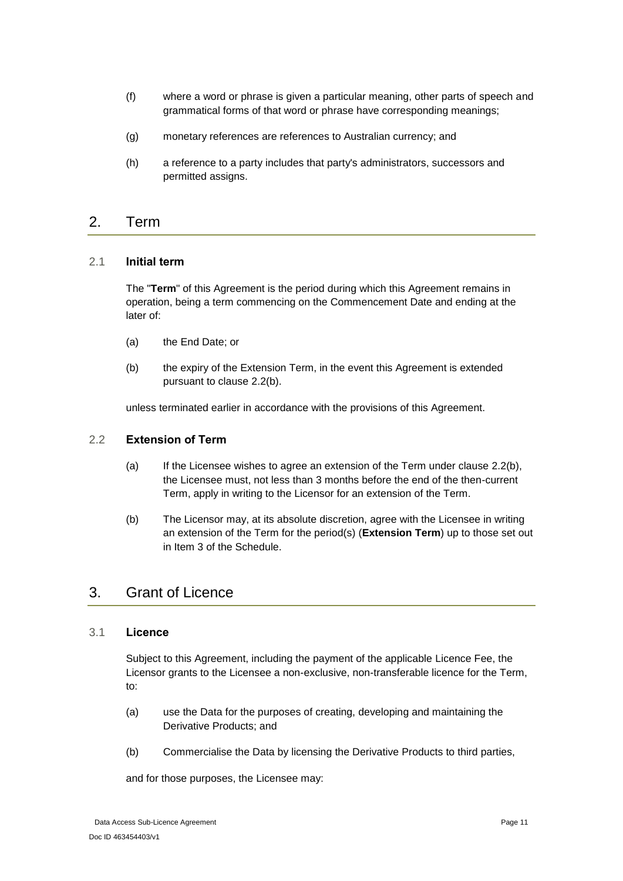(f) where a word or phrase is given a particular meaning, other parts of speech and grammatical forms of that word or phrase have corresponding meanings;

(g) monetary references are references to Australian currency; and

(h) a reference to a party includes that party's administrators, successors and permitted assigns.

## 2. Term

### 2.1 Initial term

The "**Term**" of this Agreement is the period during which this Agreement remains in operation, being a term commencing on the Commencement Date and ending at the later of:

(a) the End Date; or

(b) the expiry of the Extension Term, in the event this Agreement is extended pursuant to clause 2.2(b).

unless terminated earlier in accordance with the provisions of this Agreement.

### 2.2 Extension of Term

(a) If the Licensee wishes to agree an extension of the Term under clause 2.2(b), the Licensee must, not less than 3 months before the end of the then-current Term, apply in writing to the Licensor for an extension of the Term.

(b) The Licensor may, at its absolute discretion, agree with the Licensee in writing an extension of the Term for the period(s) (**Extension Term**) up to those set out in Item 3 of the Schedule.

## 3. Grant of Licence

### 3.1 Licence

Subject to this Agreement, including the payment of the applicable Licence Fee, the Licensor grants to the Licensee a non-exclusive, non-transferable licence for the Term, to:

(a) use the Data for the purposes of creating, developing and maintaining the Derivative Products; and

(b) Commercialise the Data by licensing the Derivative Products to third parties,

and for those purposes, the Licensee may: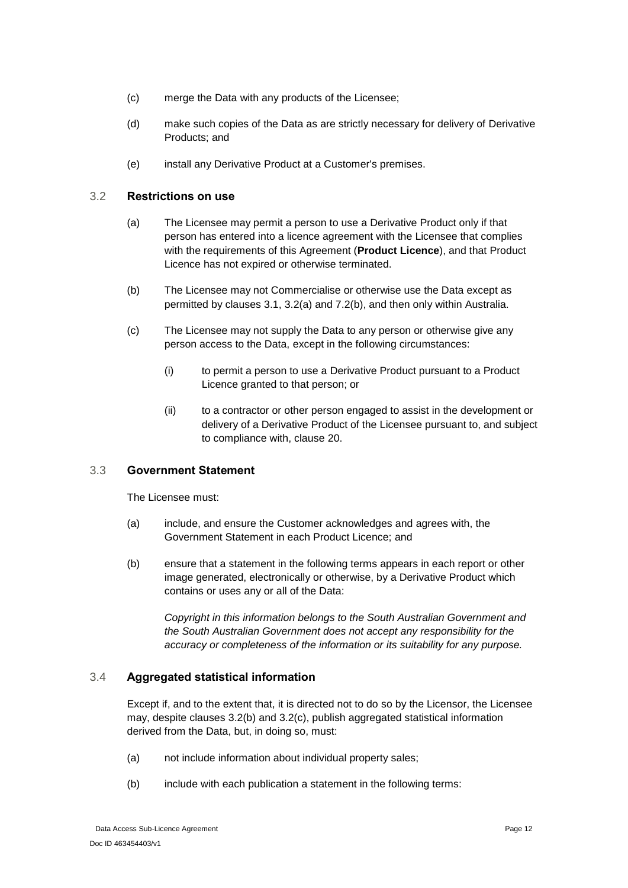(c) merge the Data with any products of the Licensee;

(d) make such copies of the Data as are strictly necessary for delivery of Derivative Products; and

(e) install any Derivative Product at a Customer's premises.

### 3.2 Restrictions on use

(a) The Licensee may permit a person to use a Derivative Product only if that person has entered into a licence agreement with the Licensee that complies with the requirements of this Agreement (**Product Licence**), and that Product Licence has not expired or otherwise terminated.

(b) The Licensee may not Commercialise or otherwise use the Data except as permitted by clauses 3.1, 3.2(a) and 7.2(b), and then only within Australia.

(c) The Licensee may not supply the Data to any person or otherwise give any person access to the Data, except in the following circumstances:

  (i) to permit a person to use a Derivative Product pursuant to a Product Licence granted to that person; or

  (ii) to a contractor or other person engaged to assist in the development or delivery of a Derivative Product of the Licensee pursuant to, and subject to compliance with, clause 20.

### 3.3 Government Statement

The Licensee must:

(a) include, and ensure the Customer acknowledges and agrees with, the Government Statement in each Product Licence; and

(b) ensure that a statement in the following terms appears in each report or other image generated, electronically or otherwise, by a Derivative Product which contains or uses any or all of the Data:

  *Copyright in this information belongs to the South Australian Government and the South Australian Government does not accept any responsibility for the accuracy or completeness of the information or its suitability for any purpose.*

### 3.4 Aggregated statistical information

Except if, and to the extent that, it is directed not to do so by the Licensor, the Licensee may, despite clauses 3.2(b) and 3.2(c), publish aggregated statistical information derived from the Data, but, in doing so, must:

(a) not include information about individual property sales;

(b) include with each publication a statement in the following terms: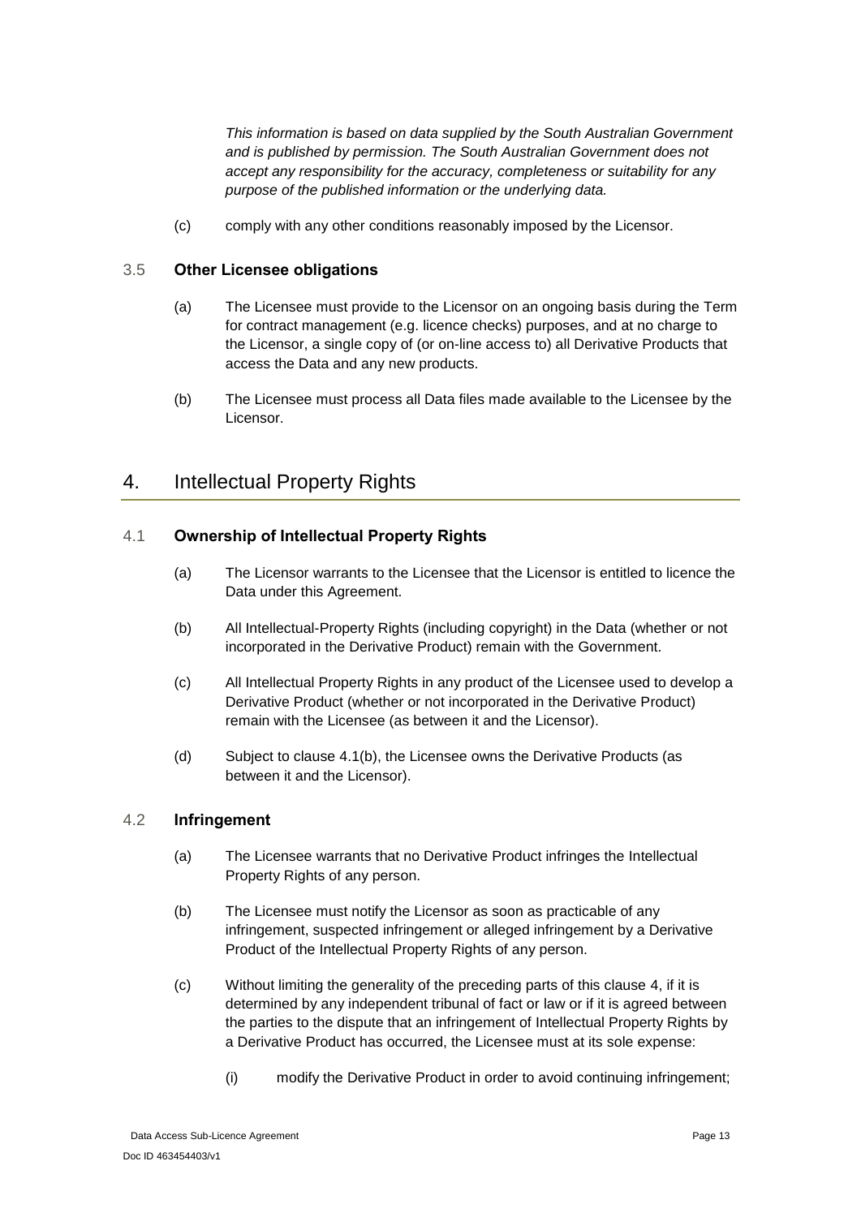*This information is based on data supplied by the South Australian Government and is published by permission. The South Australian Government does not accept any responsibility for the accuracy, completeness or suitability for any purpose of the published information or the underlying data.*

(c) comply with any other conditions reasonably imposed by the Licensor.

### 3.5 Other Licensee obligations

(a) The Licensee must provide to the Licensor on an ongoing basis during the Term for contract management (e.g. licence checks) purposes, and at no charge to the Licensor, a single copy of (or on-line access to) all Derivative Products that access the Data and any new products.

(b) The Licensee must process all Data files made available to the Licensee by the Licensor.

## 4. Intellectual Property Rights

### 4.1 Ownership of Intellectual Property Rights

(a) The Licensor warrants to the Licensee that the Licensor is entitled to licence the Data under this Agreement.

(b) All Intellectual-Property Rights (including copyright) in the Data (whether or not incorporated in the Derivative Product) remain with the Government.

(c) All Intellectual Property Rights in any product of the Licensee used to develop a Derivative Product (whether or not incorporated in the Derivative Product) remain with the Licensee (as between it and the Licensor).

(d) Subject to clause 4.1(b), the Licensee owns the Derivative Products (as between it and the Licensor).

### 4.2 Infringement

(a) The Licensee warrants that no Derivative Product infringes the Intellectual Property Rights of any person.

(b) The Licensee must notify the Licensor as soon as practicable of any infringement, suspected infringement or alleged infringement by a Derivative Product of the Intellectual Property Rights of any person.

(c) Without limiting the generality of the preceding parts of this clause 4, if it is determined by any independent tribunal of fact or law or if it is agreed between the parties to the dispute that an infringement of Intellectual Property Rights by a Derivative Product has occurred, the Licensee must at its sole expense:

   (i) modify the Derivative Product in order to avoid continuing infringement;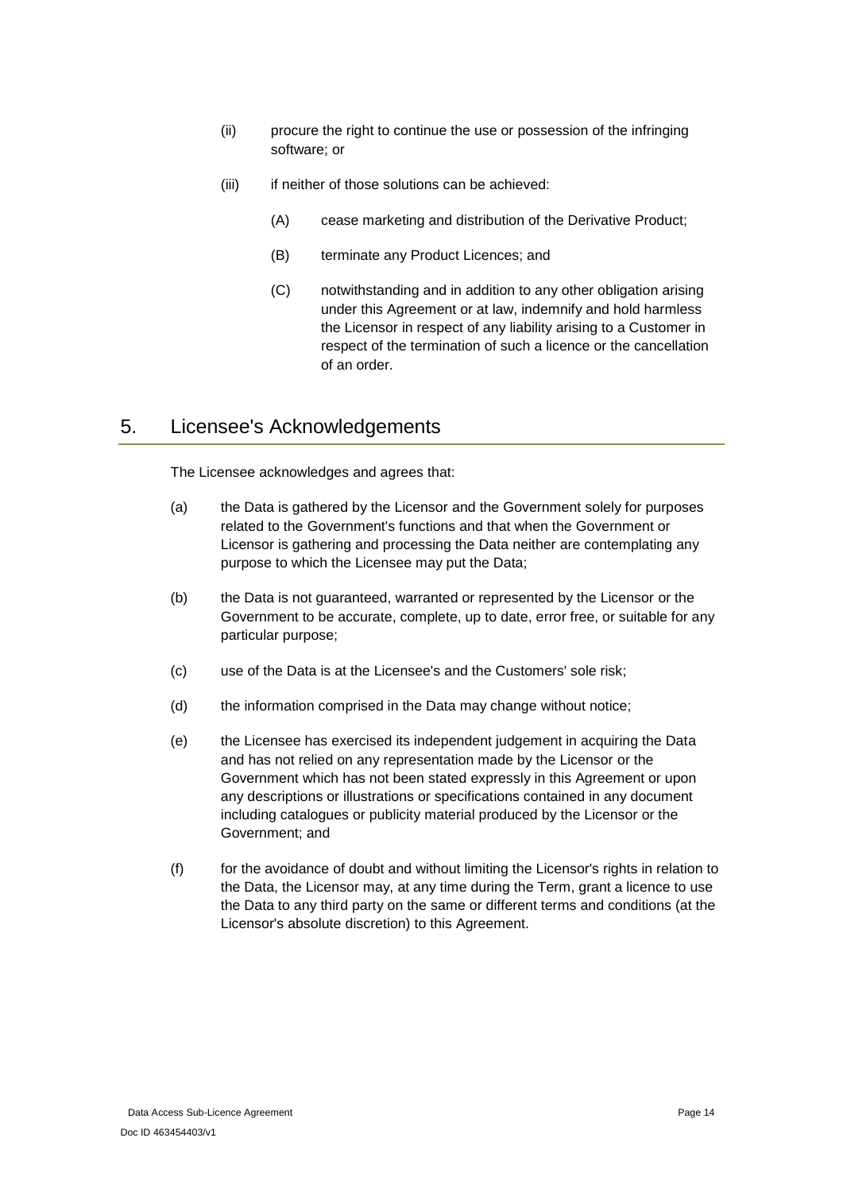(ii) procure the right to continue the use or possession of the infringing software; or

(iii) if neither of those solutions can be achieved:

(A) cease marketing and distribution of the Derivative Product;

(B) terminate any Product Licences; and

(C) notwithstanding and in addition to any other obligation arising under this Agreement or at law, indemnify and hold harmless the Licensor in respect of any liability arising to a Customer in respect of the termination of such a licence or the cancellation of an order.

## 5. Licensee's Acknowledgements

The Licensee acknowledges and agrees that:

(a) the Data is gathered by the Licensor and the Government solely for purposes related to the Government's functions and that when the Government or Licensor is gathering and processing the Data neither are contemplating any purpose to which the Licensee may put the Data;

(b) the Data is not guaranteed, warranted or represented by the Licensor or the Government to be accurate, complete, up to date, error free, or suitable for any particular purpose;

(c) use of the Data is at the Licensee's and the Customers' sole risk;

(d) the information comprised in the Data may change without notice;

(e) the Licensee has exercised its independent judgement in acquiring the Data and has not relied on any representation made by the Licensor or the Government which has not been stated expressly in this Agreement or upon any descriptions or illustrations or specifications contained in any document including catalogues or publicity material produced by the Licensor or the Government; and

(f) for the avoidance of doubt and without limiting the Licensor's rights in relation to the Data, the Licensor may, at any time during the Term, grant a licence to use the Data to any third party on the same or different terms and conditions (at the Licensor's absolute discretion) to this Agreement.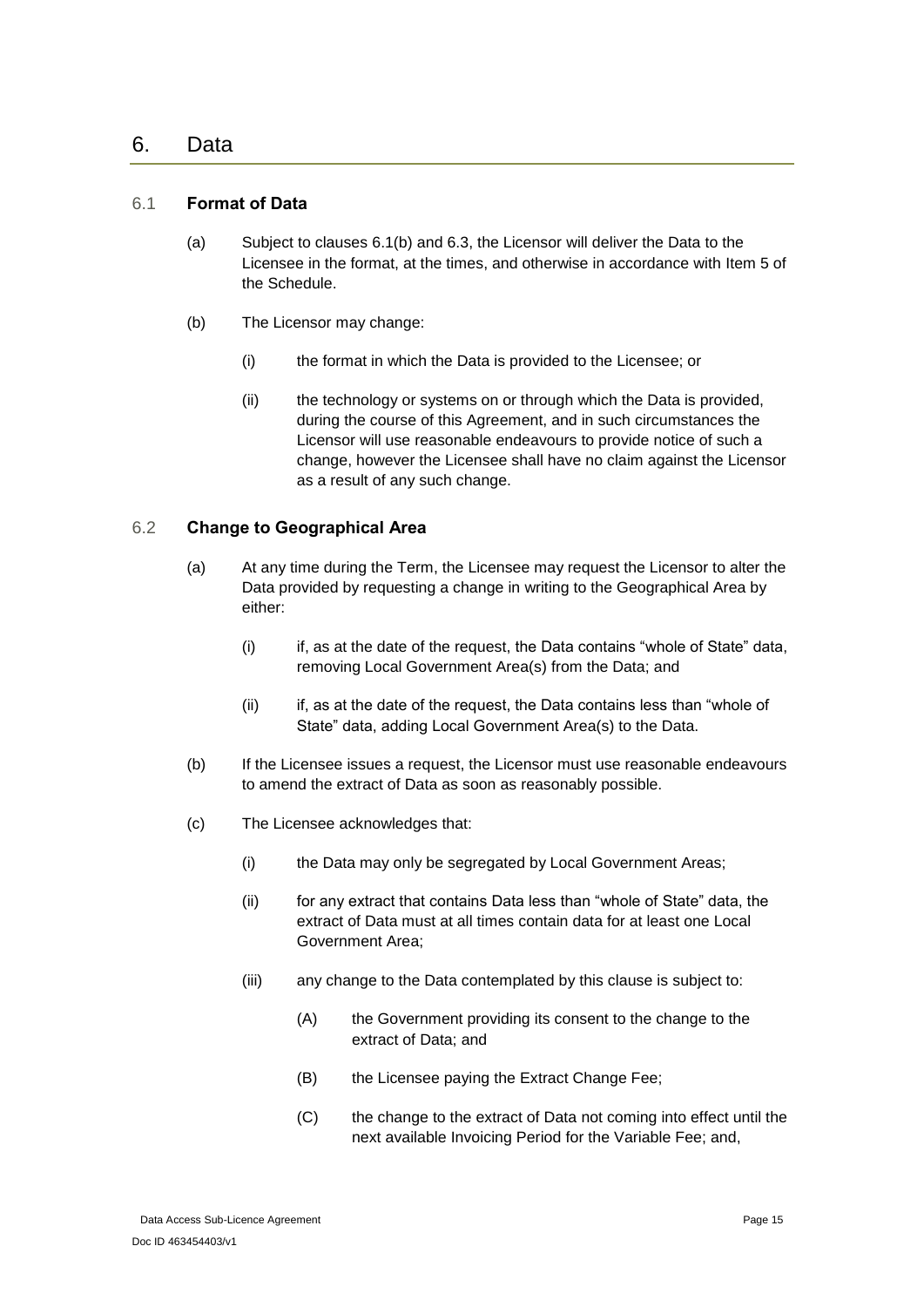# 6. Data

## 6.1 **Format of Data**

(a) Subject to clauses 6.1(b) and 6.3, the Licensor will deliver the Data to the Licensee in the format, at the times, and otherwise in accordance with Item 5 of the Schedule.

(b) The Licensor may change:

(i) the format in which the Data is provided to the Licensee; or

(ii) the technology or systems on or through which the Data is provided, during the course of this Agreement, and in such circumstances the Licensor will use reasonable endeavours to provide notice of such a change, however the Licensee shall have no claim against the Licensor as a result of any such change.

## 6.2 **Change to Geographical Area**

(a) At any time during the Term, the Licensee may request the Licensor to alter the Data provided by requesting a change in writing to the Geographical Area by either:

(i) if, as at the date of the request, the Data contains "whole of State" data, removing Local Government Area(s) from the Data; and

(ii) if, as at the date of the request, the Data contains less than "whole of State" data, adding Local Government Area(s) to the Data.

(b) If the Licensee issues a request, the Licensor must use reasonable endeavours to amend the extract of Data as soon as reasonably possible.

(c) The Licensee acknowledges that:

(i) the Data may only be segregated by Local Government Areas;

(ii) for any extract that contains Data less than "whole of State" data, the extract of Data must at all times contain data for at least one Local Government Area;

(iii) any change to the Data contemplated by this clause is subject to:

(A) the Government providing its consent to the change to the extract of Data; and

(B) the Licensee paying the Extract Change Fee;

(C) the change to the extract of Data not coming into effect until the next available Invoicing Period for the Variable Fee; and,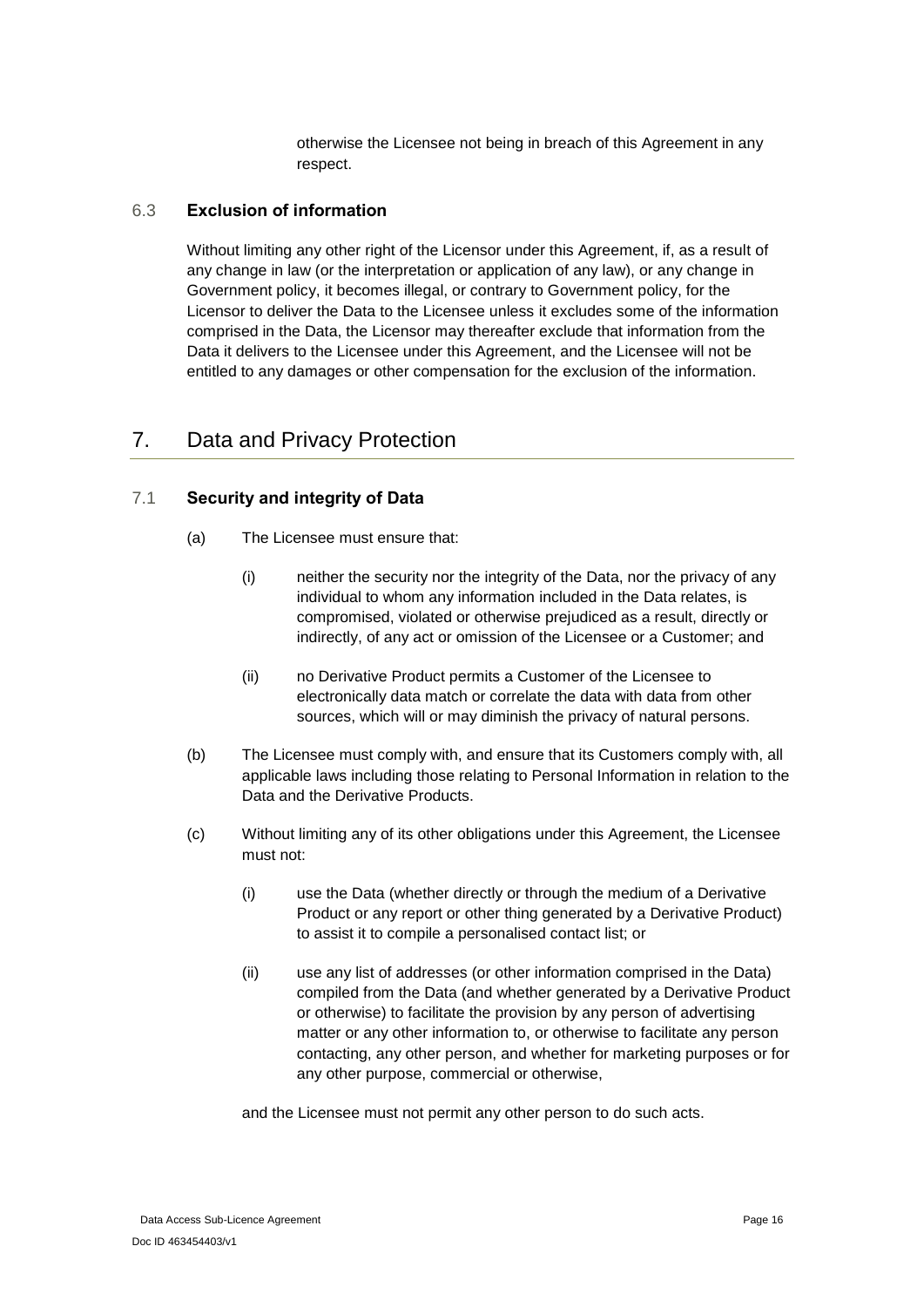otherwise the Licensee not being in breach of this Agreement in any respect.

### 6.3 **Exclusion of information**

Without limiting any other right of the Licensor under this Agreement, if, as a result of any change in law (or the interpretation or application of any law), or any change in Government policy, it becomes illegal, or contrary to Government policy, for the Licensor to deliver the Data to the Licensee unless it excludes some of the information comprised in the Data, the Licensor may thereafter exclude that information from the Data it delivers to the Licensee under this Agreement, and the Licensee will not be entitled to any damages or other compensation for the exclusion of the information.

## 7. Data and Privacy Protection

### 7.1 **Security and integrity of Data**

(a) The Licensee must ensure that:

(i) neither the security nor the integrity of the Data, nor the privacy of any individual to whom any information included in the Data relates, is compromised, violated or otherwise prejudiced as a result, directly or indirectly, of any act or omission of the Licensee or a Customer; and

(ii) no Derivative Product permits a Customer of the Licensee to electronically data match or correlate the data with data from other sources, which will or may diminish the privacy of natural persons.

(b) The Licensee must comply with, and ensure that its Customers comply with, all applicable laws including those relating to Personal Information in relation to the Data and the Derivative Products.

(c) Without limiting any of its other obligations under this Agreement, the Licensee must not:

(i) use the Data (whether directly or through the medium of a Derivative Product or any report or other thing generated by a Derivative Product) to assist it to compile a personalised contact list; or

(ii) use any list of addresses (or other information comprised in the Data) compiled from the Data (and whether generated by a Derivative Product or otherwise) to facilitate the provision by any person of advertising matter or any other information to, or otherwise to facilitate any person contacting, any other person, and whether for marketing purposes or for any other purpose, commercial or otherwise,

and the Licensee must not permit any other person to do such acts.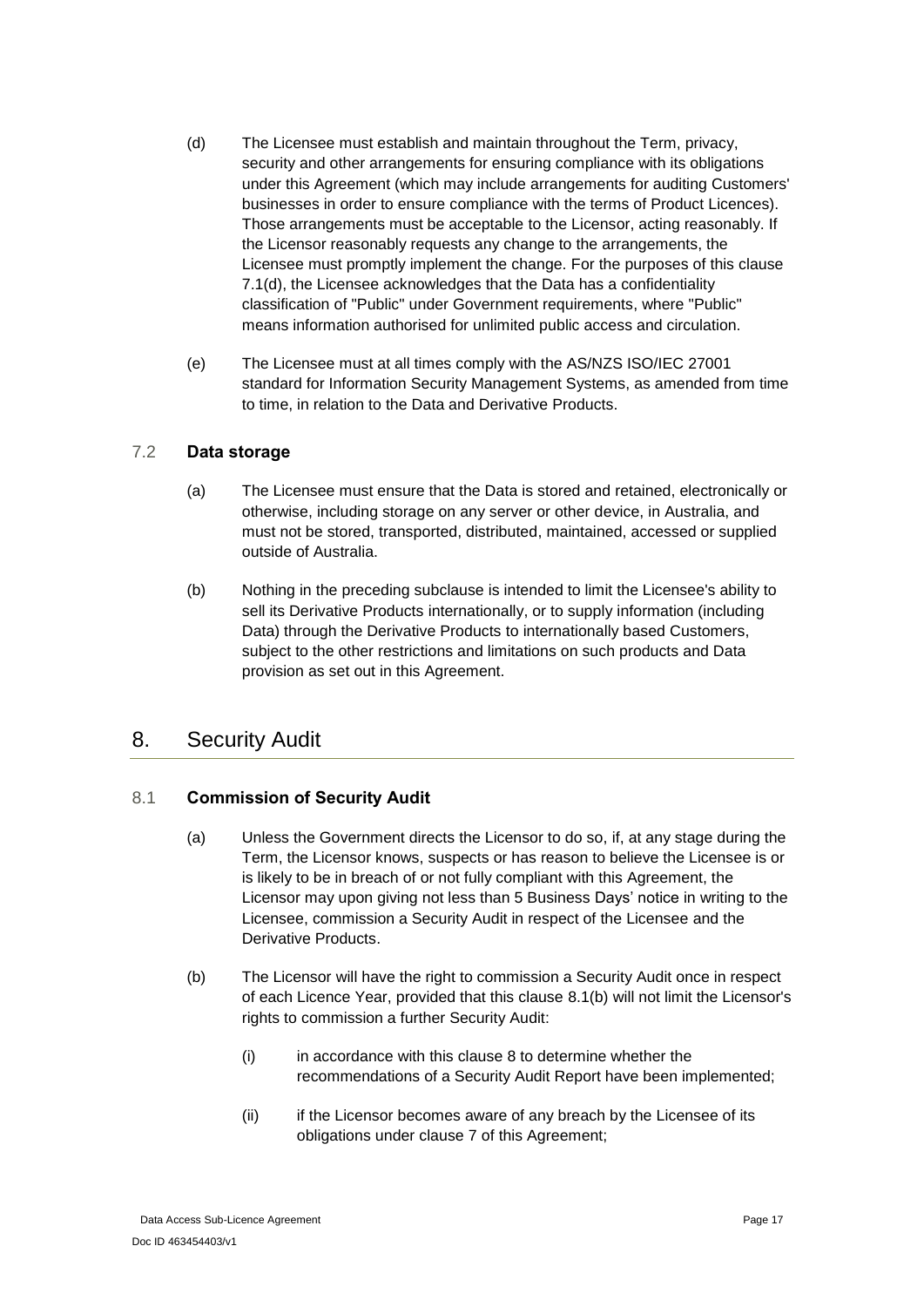(d) The Licensee must establish and maintain throughout the Term, privacy, security and other arrangements for ensuring compliance with its obligations under this Agreement (which may include arrangements for auditing Customers' businesses in order to ensure compliance with the terms of Product Licences). Those arrangements must be acceptable to the Licensor, acting reasonably. If the Licensor reasonably requests any change to the arrangements, the Licensee must promptly implement the change. For the purposes of this clause 7.1(d), the Licensee acknowledges that the Data has a confidentiality classification of "Public" under Government requirements, where "Public" means information authorised for unlimited public access and circulation.

(e) The Licensee must at all times comply with the AS/NZS ISO/IEC 27001 standard for Information Security Management Systems, as amended from time to time, in relation to the Data and Derivative Products.

### 7.2 Data storage

(a) The Licensee must ensure that the Data is stored and retained, electronically or otherwise, including storage on any server or other device, in Australia, and must not be stored, transported, distributed, maintained, accessed or supplied outside of Australia.

(b) Nothing in the preceding subclause is intended to limit the Licensee's ability to sell its Derivative Products internationally, or to supply information (including Data) through the Derivative Products to internationally based Customers, subject to the other restrictions and limitations on such products and Data provision as set out in this Agreement.

## 8. Security Audit

### 8.1 Commission of Security Audit

(a) Unless the Government directs the Licensor to do so, if, at any stage during the Term, the Licensor knows, suspects or has reason to believe the Licensee is or is likely to be in breach of or not fully compliant with this Agreement, the Licensor may upon giving not less than 5 Business Days' notice in writing to the Licensee, commission a Security Audit in respect of the Licensee and the Derivative Products.

(b) The Licensor will have the right to commission a Security Audit once in respect of each Licence Year, provided that this clause 8.1(b) will not limit the Licensor's rights to commission a further Security Audit:

(i) in accordance with this clause 8 to determine whether the recommendations of a Security Audit Report have been implemented;

(ii) if the Licensor becomes aware of any breach by the Licensee of its obligations under clause 7 of this Agreement;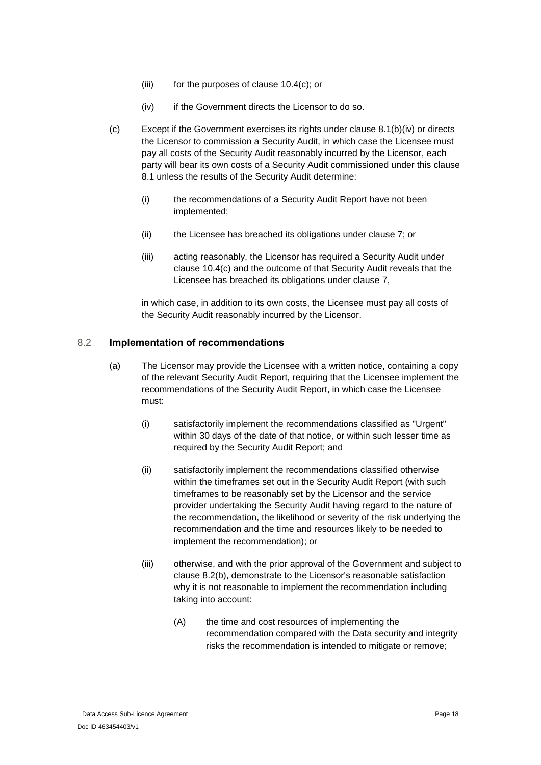(iii) for the purposes of clause 10.4(c); or

(iv) if the Government directs the Licensor to do so.

(c) Except if the Government exercises its rights under clause 8.1(b)(iv) or directs the Licensor to commission a Security Audit, in which case the Licensee must pay all costs of the Security Audit reasonably incurred by the Licensor, each party will bear its own costs of a Security Audit commissioned under this clause 8.1 unless the results of the Security Audit determine:

(i) the recommendations of a Security Audit Report have not been implemented;

(ii) the Licensee has breached its obligations under clause 7; or

(iii) acting reasonably, the Licensor has required a Security Audit under clause 10.4(c) and the outcome of that Security Audit reveals that the Licensee has breached its obligations under clause 7,

in which case, in addition to its own costs, the Licensee must pay all costs of the Security Audit reasonably incurred by the Licensor.

## 8.2 Implementation of recommendations

(a) The Licensor may provide the Licensee with a written notice, containing a copy of the relevant Security Audit Report, requiring that the Licensee implement the recommendations of the Security Audit Report, in which case the Licensee must:

(i) satisfactorily implement the recommendations classified as "Urgent" within 30 days of the date of that notice, or within such lesser time as required by the Security Audit Report; and

(ii) satisfactorily implement the recommendations classified otherwise within the timeframes set out in the Security Audit Report (with such timeframes to be reasonably set by the Licensor and the service provider undertaking the Security Audit having regard to the nature of the recommendation, the likelihood or severity of the risk underlying the recommendation and the time and resources likely to be needed to implement the recommendation); or

(iii) otherwise, and with the prior approval of the Government and subject to clause 8.2(b), demonstrate to the Licensor's reasonable satisfaction why it is not reasonable to implement the recommendation including taking into account:

(A) the time and cost resources of implementing the recommendation compared with the Data security and integrity risks the recommendation is intended to mitigate or remove;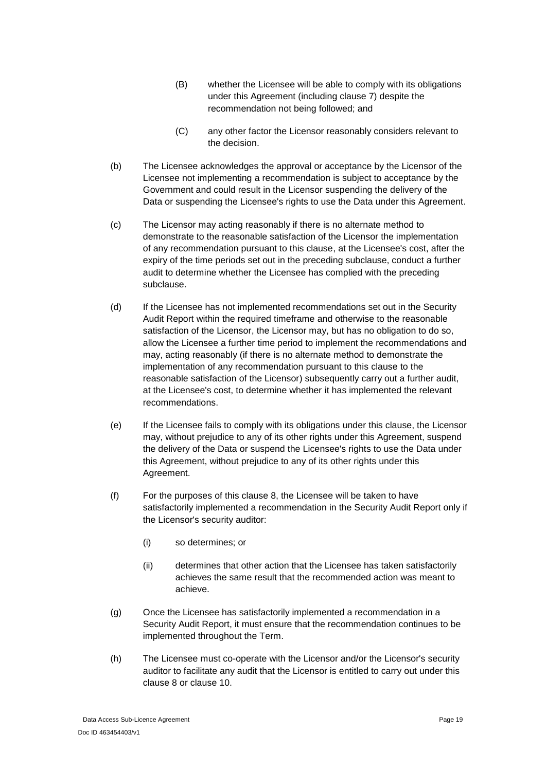(B) whether the Licensee will be able to comply with its obligations under this Agreement (including clause 7) despite the recommendation not being followed; and

(C) any other factor the Licensor reasonably considers relevant to the decision.

(b) The Licensee acknowledges the approval or acceptance by the Licensor of the Licensee not implementing a recommendation is subject to acceptance by the Government and could result in the Licensor suspending the delivery of the Data or suspending the Licensee's rights to use the Data under this Agreement.

(c) The Licensor may acting reasonably if there is no alternate method to demonstrate to the reasonable satisfaction of the Licensor the implementation of any recommendation pursuant to this clause, at the Licensee's cost, after the expiry of the time periods set out in the preceding subclause, conduct a further audit to determine whether the Licensee has complied with the preceding subclause.

(d) If the Licensee has not implemented recommendations set out in the Security Audit Report within the required timeframe and otherwise to the reasonable satisfaction of the Licensor, the Licensor may, but has no obligation to do so, allow the Licensee a further time period to implement the recommendations and may, acting reasonably (if there is no alternate method to demonstrate the implementation of any recommendation pursuant to this clause to the reasonable satisfaction of the Licensor) subsequently carry out a further audit, at the Licensee's cost, to determine whether it has implemented the relevant recommendations.

(e) If the Licensee fails to comply with its obligations under this clause, the Licensor may, without prejudice to any of its other rights under this Agreement, suspend the delivery of the Data or suspend the Licensee's rights to use the Data under this Agreement, without prejudice to any of its other rights under this Agreement.

(f) For the purposes of this clause 8, the Licensee will be taken to have satisfactorily implemented a recommendation in the Security Audit Report only if the Licensor's security auditor:

(i) so determines; or

(ii) determines that other action that the Licensee has taken satisfactorily achieves the same result that the recommended action was meant to achieve.

(g) Once the Licensee has satisfactorily implemented a recommendation in a Security Audit Report, it must ensure that the recommendation continues to be implemented throughout the Term.

(h) The Licensee must co-operate with the Licensor and/or the Licensor's security auditor to facilitate any audit that the Licensor is entitled to carry out under this clause 8 or clause 10.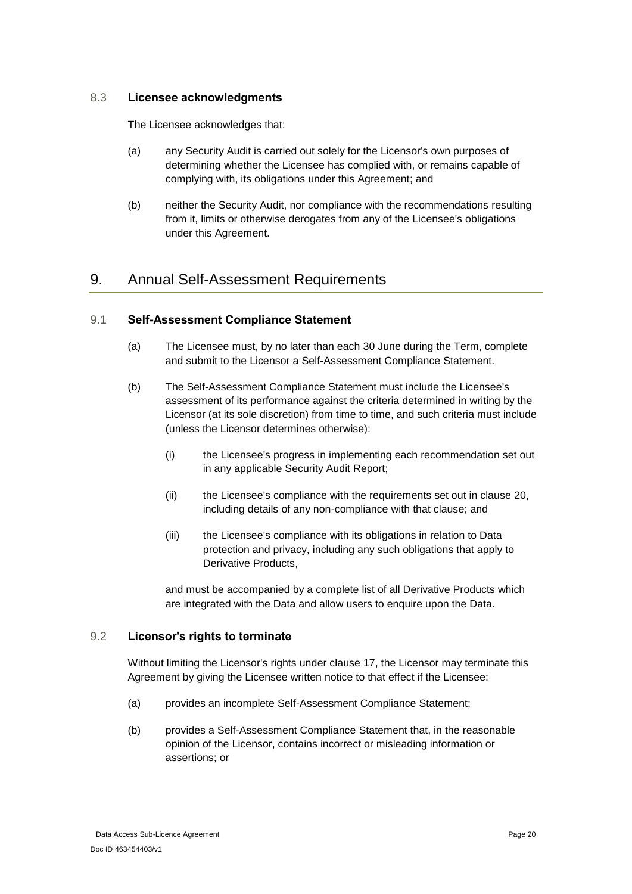### 8.3 **Licensee acknowledgments**

The Licensee acknowledges that:

(a) any Security Audit is carried out solely for the Licensor's own purposes of determining whether the Licensee has complied with, or remains capable of complying with, its obligations under this Agreement; and

(b) neither the Security Audit, nor compliance with the recommendations resulting from it, limits or otherwise derogates from any of the Licensee's obligations under this Agreement.

## 9. Annual Self-Assessment Requirements

### 9.1 **Self-Assessment Compliance Statement**

(a) The Licensee must, by no later than each 30 June during the Term, complete and submit to the Licensor a Self-Assessment Compliance Statement.

(b) The Self-Assessment Compliance Statement must include the Licensee's assessment of its performance against the criteria determined in writing by the Licensor (at its sole discretion) from time to time, and such criteria must include (unless the Licensor determines otherwise):

(i) the Licensee's progress in implementing each recommendation set out in any applicable Security Audit Report;

(ii) the Licensee's compliance with the requirements set out in clause 20, including details of any non-compliance with that clause; and

(iii) the Licensee's compliance with its obligations in relation to Data protection and privacy, including any such obligations that apply to Derivative Products,

and must be accompanied by a complete list of all Derivative Products which are integrated with the Data and allow users to enquire upon the Data.

### 9.2 **Licensor's rights to terminate**

Without limiting the Licensor's rights under clause 17, the Licensor may terminate this Agreement by giving the Licensee written notice to that effect if the Licensee:

(a) provides an incomplete Self-Assessment Compliance Statement;

(b) provides a Self-Assessment Compliance Statement that, in the reasonable opinion of the Licensor, contains incorrect or misleading information or assertions; or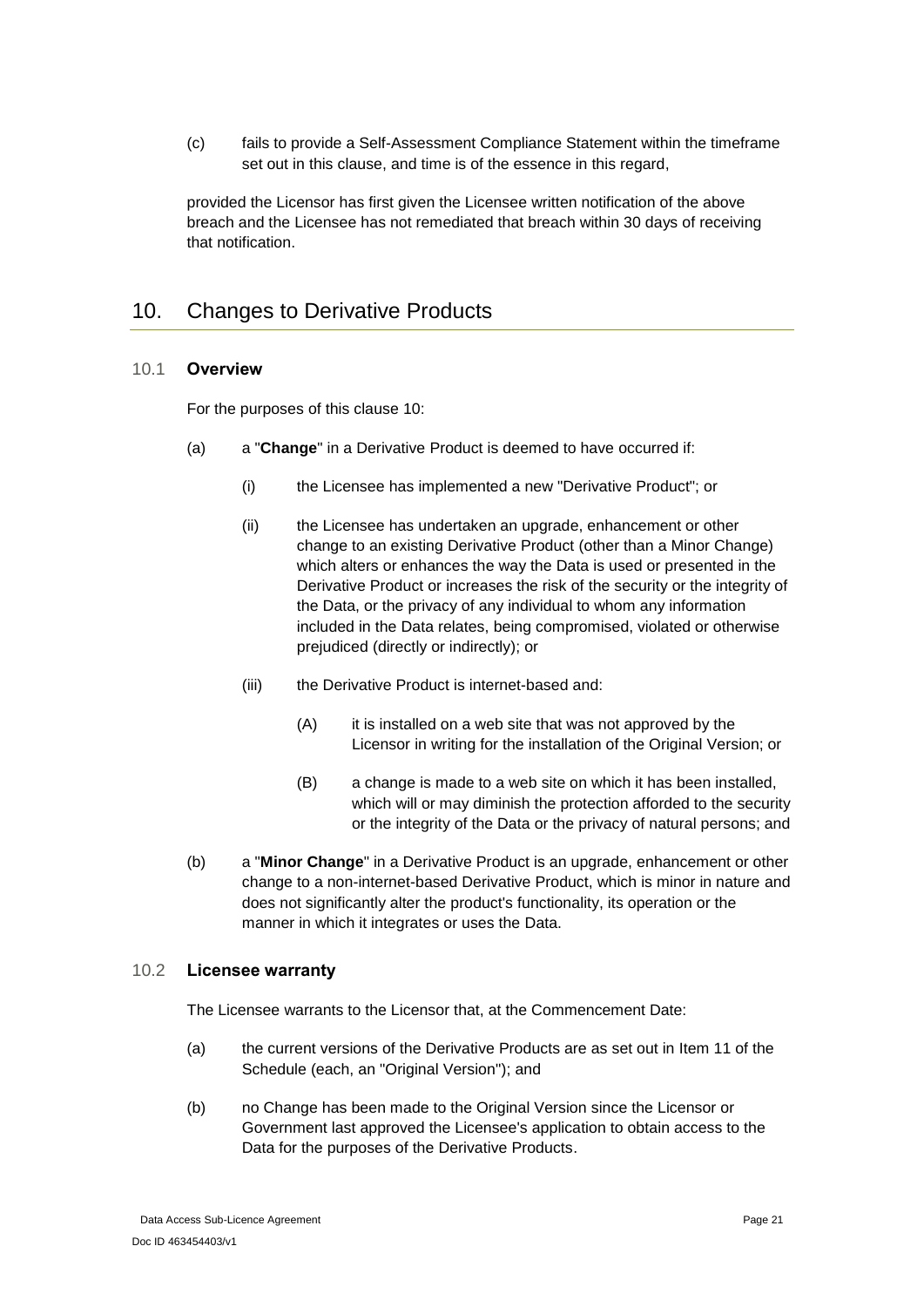(c) fails to provide a Self-Assessment Compliance Statement within the timeframe set out in this clause, and time is of the essence in this regard,

provided the Licensor has first given the Licensee written notification of the above breach and the Licensee has not remediated that breach within 30 days of receiving that notification.

## 10. Changes to Derivative Products

### 10.1 Overview

For the purposes of this clause 10:

(a) a "**Change**" in a Derivative Product is deemed to have occurred if:

  (i) the Licensee has implemented a new "Derivative Product"; or

  (ii) the Licensee has undertaken an upgrade, enhancement or other change to an existing Derivative Product (other than a Minor Change) which alters or enhances the way the Data is used or presented in the Derivative Product or increases the risk of the security or the integrity of the Data, or the privacy of any individual to whom any information included in the Data relates, being compromised, violated or otherwise prejudiced (directly or indirectly); or

  (iii) the Derivative Product is internet-based and:

    (A) it is installed on a web site that was not approved by the Licensor in writing for the installation of the Original Version; or

    (B) a change is made to a web site on which it has been installed, which will or may diminish the protection afforded to the security or the integrity of the Data or the privacy of natural persons; and

(b) a "**Minor Change**" in a Derivative Product is an upgrade, enhancement or other change to a non-internet-based Derivative Product, which is minor in nature and does not significantly alter the product's functionality, its operation or the manner in which it integrates or uses the Data.

### 10.2 Licensee warranty

The Licensee warrants to the Licensor that, at the Commencement Date:

(a) the current versions of the Derivative Products are as set out in Item 11 of the Schedule (each, an "Original Version"); and

(b) no Change has been made to the Original Version since the Licensor or Government last approved the Licensee's application to obtain access to the Data for the purposes of the Derivative Products.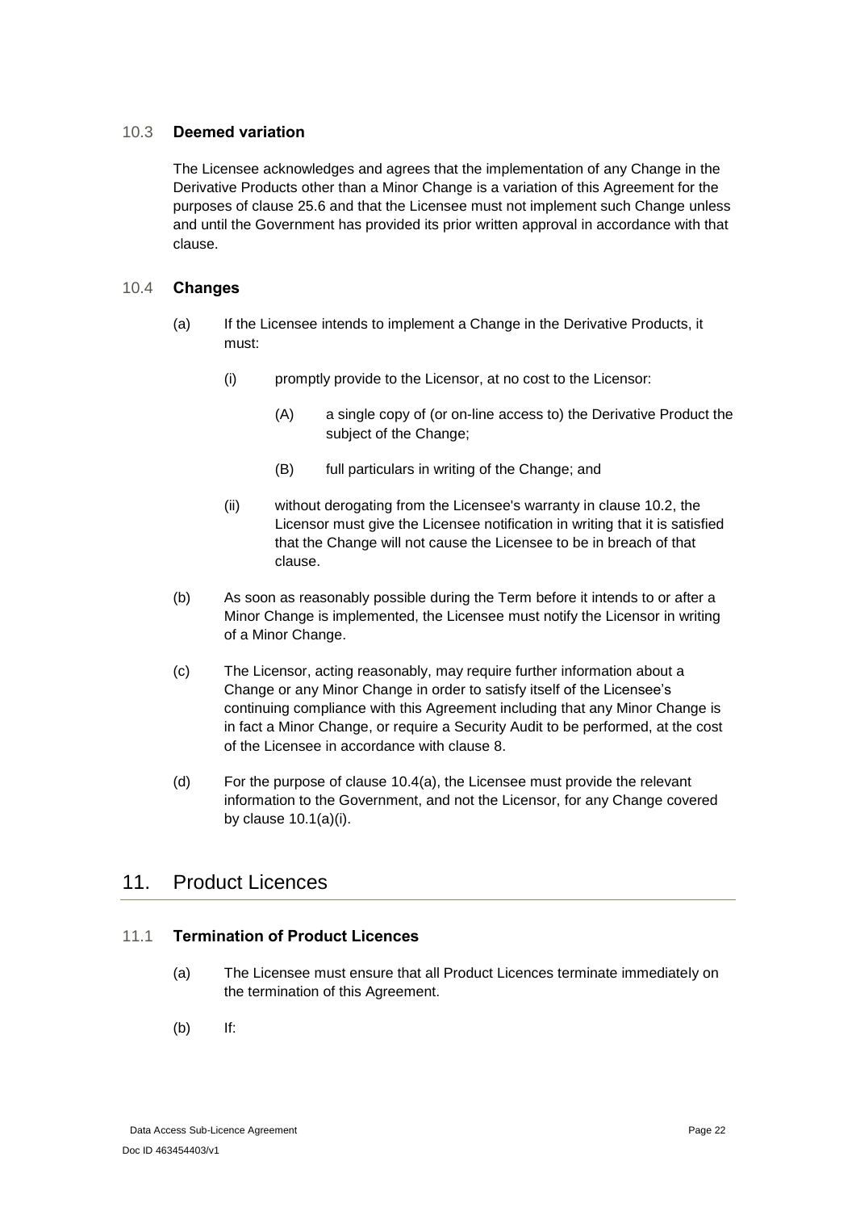### 10.3 Deemed variation

The Licensee acknowledges and agrees that the implementation of any Change in the Derivative Products other than a Minor Change is a variation of this Agreement for the purposes of clause 25.6 and that the Licensee must not implement such Change unless and until the Government has provided its prior written approval in accordance with that clause.

### 10.4 Changes

(a) If the Licensee intends to implement a Change in the Derivative Products, it must:

  (i) promptly provide to the Licensor, at no cost to the Licensor:

    (A) a single copy of (or on-line access to) the Derivative Product the subject of the Change;

    (B) full particulars in writing of the Change; and

  (ii) without derogating from the Licensee's warranty in clause 10.2, the Licensor must give the Licensee notification in writing that it is satisfied that the Change will not cause the Licensee to be in breach of that clause.

(b) As soon as reasonably possible during the Term before it intends to or after a Minor Change is implemented, the Licensee must notify the Licensor in writing of a Minor Change.

(c) The Licensor, acting reasonably, may require further information about a Change or any Minor Change in order to satisfy itself of the Licensee's continuing compliance with this Agreement including that any Minor Change is in fact a Minor Change, or require a Security Audit to be performed, at the cost of the Licensee in accordance with clause 8.

(d) For the purpose of clause 10.4(a), the Licensee must provide the relevant information to the Government, and not the Licensor, for any Change covered by clause 10.1(a)(i).

## 11. Product Licences

### 11.1 Termination of Product Licences

(a) The Licensee must ensure that all Product Licences terminate immediately on the termination of this Agreement.

(b) If: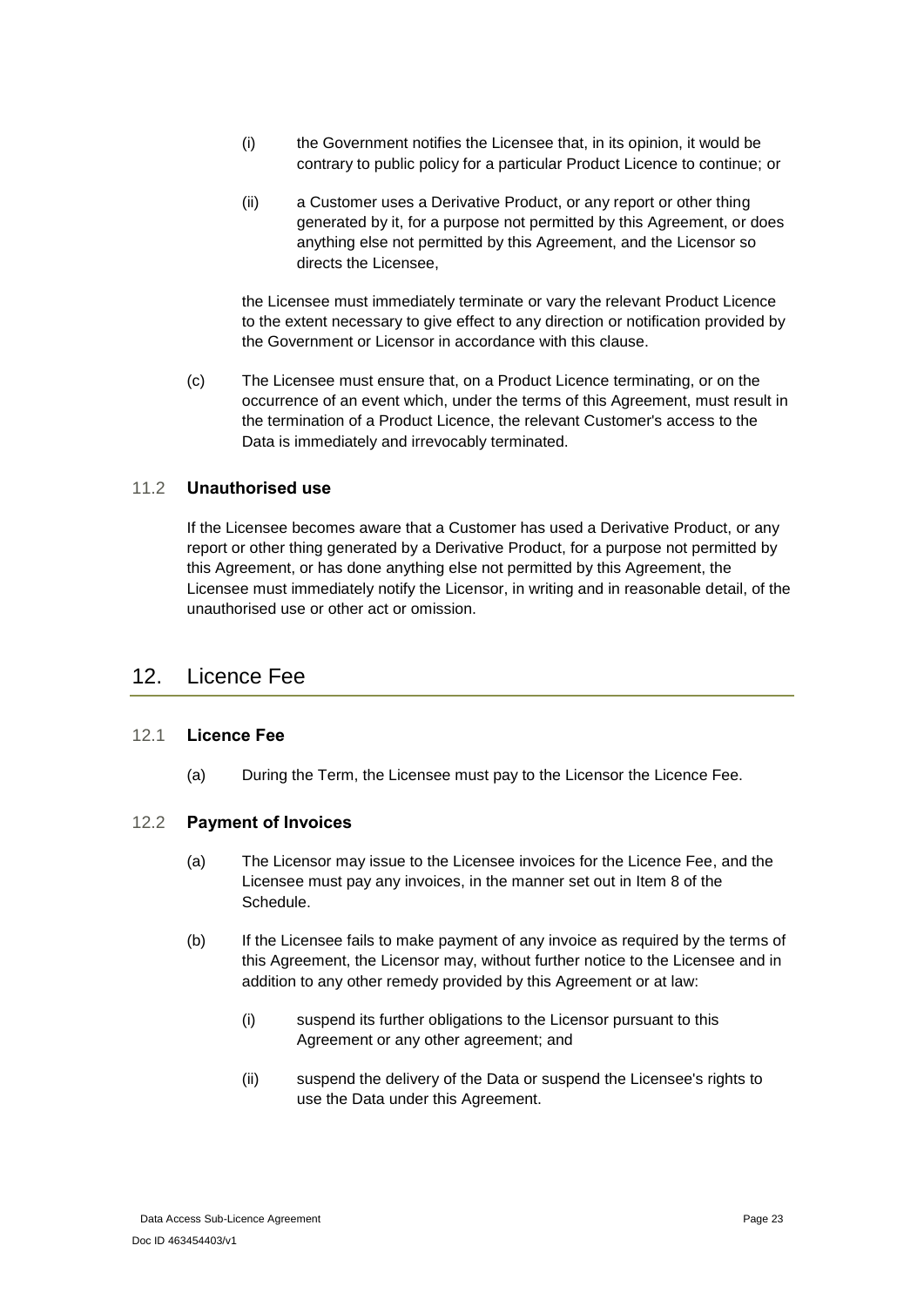(i) the Government notifies the Licensee that, in its opinion, it would be contrary to public policy for a particular Product Licence to continue; or

(ii) a Customer uses a Derivative Product, or any report or other thing generated by it, for a purpose not permitted by this Agreement, or does anything else not permitted by this Agreement, and the Licensor so directs the Licensee,

the Licensee must immediately terminate or vary the relevant Product Licence to the extent necessary to give effect to any direction or notification provided by the Government or Licensor in accordance with this clause.

(c) The Licensee must ensure that, on a Product Licence terminating, or on the occurrence of an event which, under the terms of this Agreement, must result in the termination of a Product Licence, the relevant Customer's access to the Data is immediately and irrevocably terminated.

### 11.2 **Unauthorised use**

If the Licensee becomes aware that a Customer has used a Derivative Product, or any report or other thing generated by a Derivative Product, for a purpose not permitted by this Agreement, or has done anything else not permitted by this Agreement, the Licensee must immediately notify the Licensor, in writing and in reasonable detail, of the unauthorised use or other act or omission.

## 12. Licence Fee

### 12.1 **Licence Fee**

(a) During the Term, the Licensee must pay to the Licensor the Licence Fee.

### 12.2 **Payment of Invoices**

(a) The Licensor may issue to the Licensee invoices for the Licence Fee, and the Licensee must pay any invoices, in the manner set out in Item 8 of the Schedule.

(b) If the Licensee fails to make payment of any invoice as required by the terms of this Agreement, the Licensor may, without further notice to the Licensee and in addition to any other remedy provided by this Agreement or at law:

(i) suspend its further obligations to the Licensor pursuant to this Agreement or any other agreement; and

(ii) suspend the delivery of the Data or suspend the Licensee's rights to use the Data under this Agreement.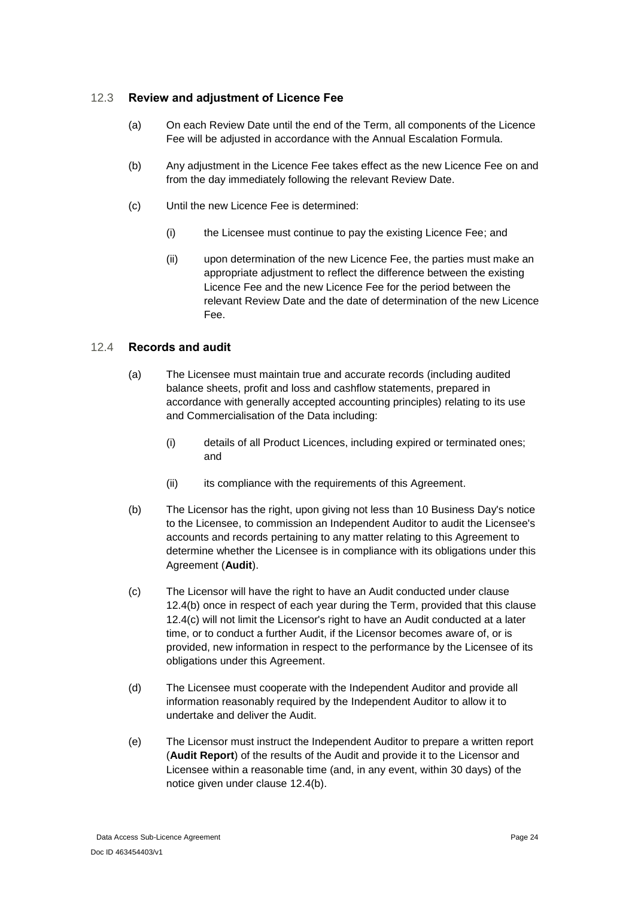### 12.3 Review and adjustment of Licence Fee

(a) On each Review Date until the end of the Term, all components of the Licence Fee will be adjusted in accordance with the Annual Escalation Formula.

(b) Any adjustment in the Licence Fee takes effect as the new Licence Fee on and from the day immediately following the relevant Review Date.

(c) Until the new Licence Fee is determined:

  (i) the Licensee must continue to pay the existing Licence Fee; and

  (ii) upon determination of the new Licence Fee, the parties must make an appropriate adjustment to reflect the difference between the existing Licence Fee and the new Licence Fee for the period between the relevant Review Date and the date of determination of the new Licence Fee.

### 12.4 Records and audit

(a) The Licensee must maintain true and accurate records (including audited balance sheets, profit and loss and cashflow statements, prepared in accordance with generally accepted accounting principles) relating to its use and Commercialisation of the Data including:

  (i) details of all Product Licences, including expired or terminated ones; and

  (ii) its compliance with the requirements of this Agreement.

(b) The Licensor has the right, upon giving not less than 10 Business Day's notice to the Licensee, to commission an Independent Auditor to audit the Licensee's accounts and records pertaining to any matter relating to this Agreement to determine whether the Licensee is in compliance with its obligations under this Agreement (**Audit**).

(c) The Licensor will have the right to have an Audit conducted under clause 12.4(b) once in respect of each year during the Term, provided that this clause 12.4(c) will not limit the Licensor's right to have an Audit conducted at a later time, or to conduct a further Audit, if the Licensor becomes aware of, or is provided, new information in respect to the performance by the Licensee of its obligations under this Agreement.

(d) The Licensee must cooperate with the Independent Auditor and provide all information reasonably required by the Independent Auditor to allow it to undertake and deliver the Audit.

(e) The Licensor must instruct the Independent Auditor to prepare a written report (**Audit Report**) of the results of the Audit and provide it to the Licensor and Licensee within a reasonable time (and, in any event, within 30 days) of the notice given under clause 12.4(b).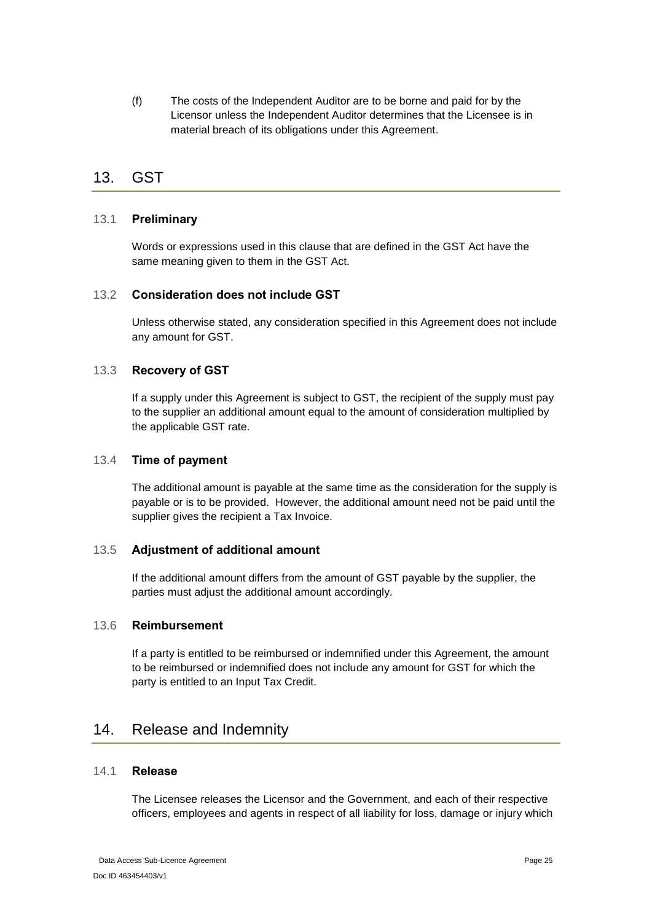(f) The costs of the Independent Auditor are to be borne and paid for by the Licensor unless the Independent Auditor determines that the Licensee is in material breach of its obligations under this Agreement.

## 13. GST

### 13.1 Preliminary

Words or expressions used in this clause that are defined in the GST Act have the same meaning given to them in the GST Act.

### 13.2 Consideration does not include GST

Unless otherwise stated, any consideration specified in this Agreement does not include any amount for GST.

### 13.3 Recovery of GST

If a supply under this Agreement is subject to GST, the recipient of the supply must pay to the supplier an additional amount equal to the amount of consideration multiplied by the applicable GST rate.

### 13.4 Time of payment

The additional amount is payable at the same time as the consideration for the supply is payable or is to be provided. However, the additional amount need not be paid until the supplier gives the recipient a Tax Invoice.

### 13.5 Adjustment of additional amount

If the additional amount differs from the amount of GST payable by the supplier, the parties must adjust the additional amount accordingly.

### 13.6 Reimbursement

If a party is entitled to be reimbursed or indemnified under this Agreement, the amount to be reimbursed or indemnified does not include any amount for GST for which the party is entitled to an Input Tax Credit.

## 14. Release and Indemnity

### 14.1 Release

The Licensee releases the Licensor and the Government, and each of their respective officers, employees and agents in respect of all liability for loss, damage or injury which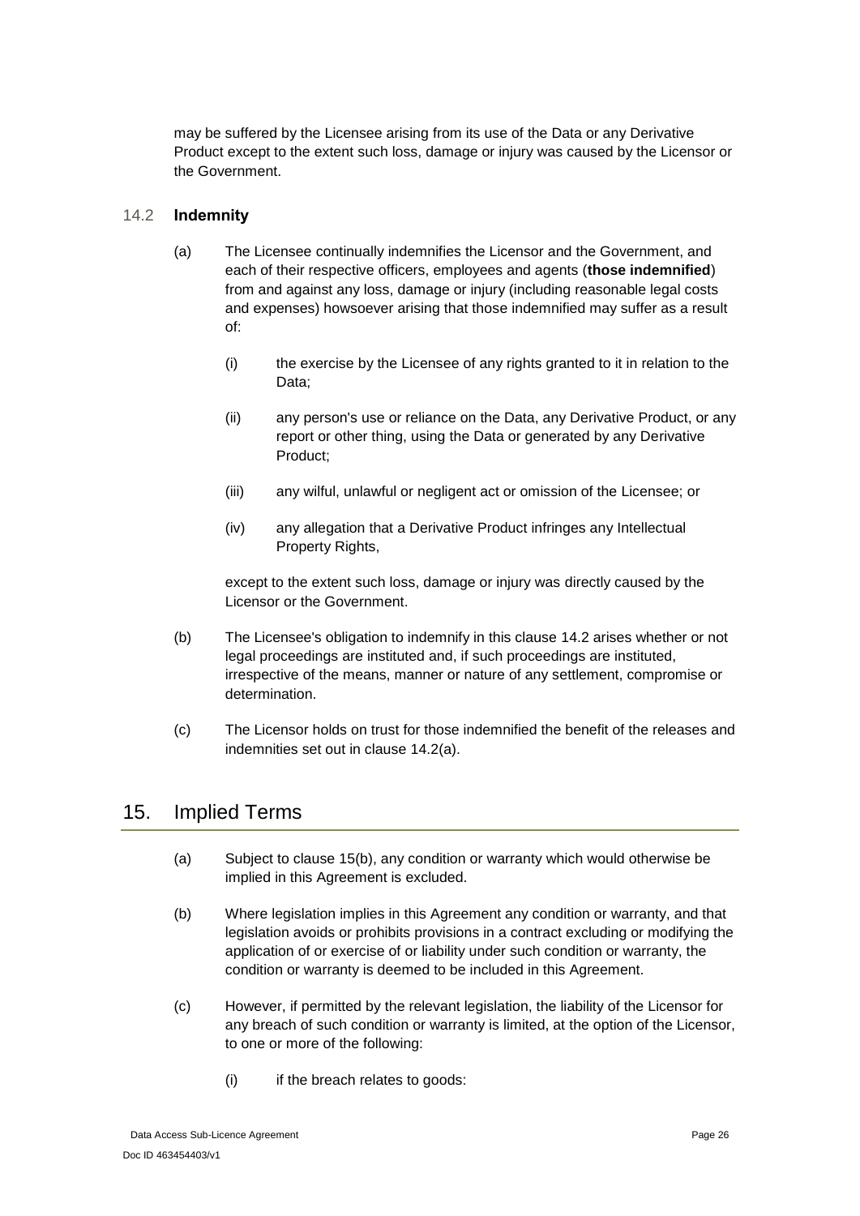may be suffered by the Licensee arising from its use of the Data or any Derivative Product except to the extent such loss, damage or injury was caused by the Licensor or the Government.

### 14.2 **Indemnity**

(a) The Licensee continually indemnifies the Licensor and the Government, and each of their respective officers, employees and agents (**those indemnified**) from and against any loss, damage or injury (including reasonable legal costs and expenses) howsoever arising that those indemnified may suffer as a result of:

(i) the exercise by the Licensee of any rights granted to it in relation to the Data;

(ii) any person's use or reliance on the Data, any Derivative Product, or any report or other thing, using the Data or generated by any Derivative Product;

(iii) any wilful, unlawful or negligent act or omission of the Licensee; or

(iv) any allegation that a Derivative Product infringes any Intellectual Property Rights,

except to the extent such loss, damage or injury was directly caused by the Licensor or the Government.

(b) The Licensee's obligation to indemnify in this clause 14.2 arises whether or not legal proceedings are instituted and, if such proceedings are instituted, irrespective of the means, manner or nature of any settlement, compromise or determination.

(c) The Licensor holds on trust for those indemnified the benefit of the releases and indemnities set out in clause 14.2(a).

## 15. Implied Terms

(a) Subject to clause 15(b), any condition or warranty which would otherwise be implied in this Agreement is excluded.

(b) Where legislation implies in this Agreement any condition or warranty, and that legislation avoids or prohibits provisions in a contract excluding or modifying the application of or exercise of or liability under such condition or warranty, the condition or warranty is deemed to be included in this Agreement.

(c) However, if permitted by the relevant legislation, the liability of the Licensor for any breach of such condition or warranty is limited, at the option of the Licensor, to one or more of the following:

(i) if the breach relates to goods: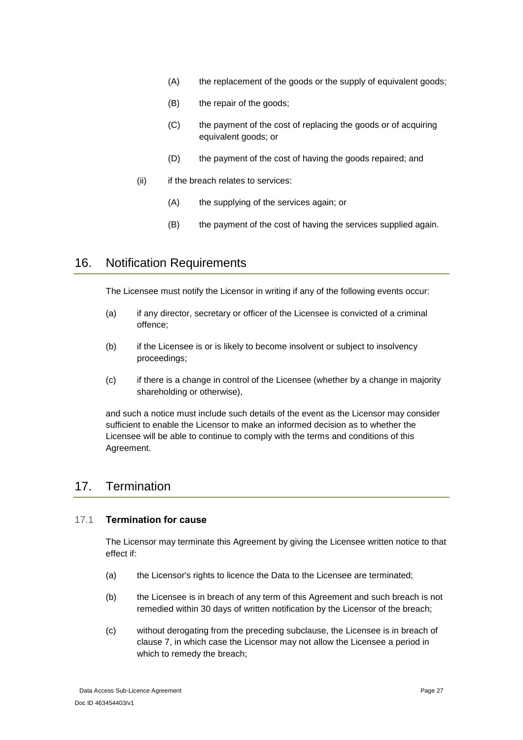(A) the replacement of the goods or the supply of equivalent goods;

(B) the repair of the goods;

(C) the payment of the cost of replacing the goods or of acquiring equivalent goods; or

(D) the payment of the cost of having the goods repaired; and

(ii) if the breach relates to services:

(A) the supplying of the services again; or

(B) the payment of the cost of having the services supplied again.

## 16. Notification Requirements

The Licensee must notify the Licensor in writing if any of the following events occur:

(a) if any director, secretary or officer of the Licensee is convicted of a criminal offence;

(b) if the Licensee is or is likely to become insolvent or subject to insolvency proceedings;

(c) if there is a change in control of the Licensee (whether by a change in majority shareholding or otherwise),

and such a notice must include such details of the event as the Licensor may consider sufficient to enable the Licensor to make an informed decision as to whether the Licensee will be able to continue to comply with the terms and conditions of this Agreement.

## 17. Termination

### 17.1 Termination for cause

The Licensor may terminate this Agreement by giving the Licensee written notice to that effect if:

(a) the Licensor's rights to licence the Data to the Licensee are terminated;

(b) the Licensee is in breach of any term of this Agreement and such breach is not remedied within 30 days of written notification by the Licensor of the breach;

(c) without derogating from the preceding subclause, the Licensee is in breach of clause 7, in which case the Licensor may not allow the Licensee a period in which to remedy the breach;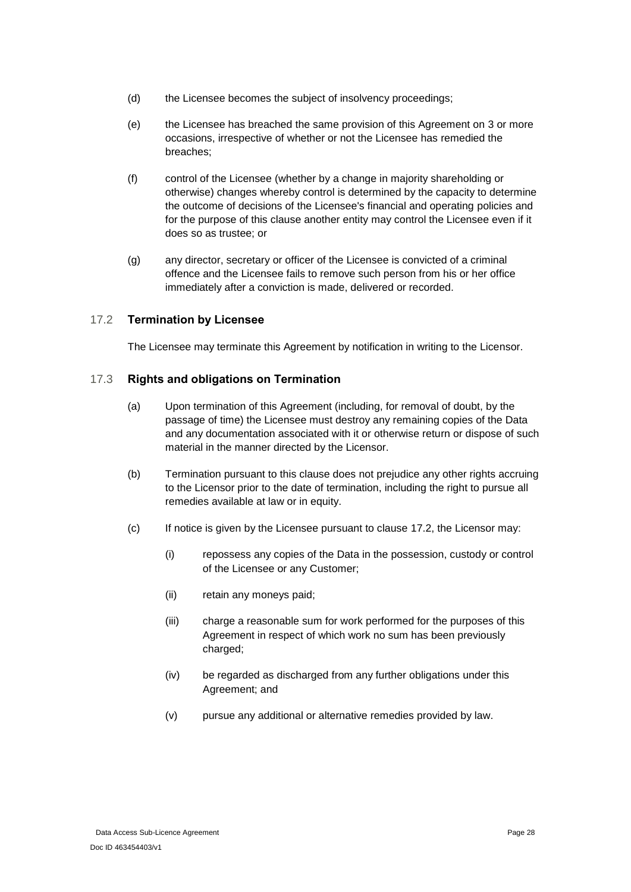(d) the Licensee becomes the subject of insolvency proceedings;

(e) the Licensee has breached the same provision of this Agreement on 3 or more occasions, irrespective of whether or not the Licensee has remedied the breaches;

(f) control of the Licensee (whether by a change in majority shareholding or otherwise) changes whereby control is determined by the capacity to determine the outcome of decisions of the Licensee's financial and operating policies and for the purpose of this clause another entity may control the Licensee even if it does so as trustee; or

(g) any director, secretary or officer of the Licensee is convicted of a criminal offence and the Licensee fails to remove such person from his or her office immediately after a conviction is made, delivered or recorded.

### 17.2 Termination by Licensee

The Licensee may terminate this Agreement by notification in writing to the Licensor.

### 17.3 Rights and obligations on Termination

(a) Upon termination of this Agreement (including, for removal of doubt, by the passage of time) the Licensee must destroy any remaining copies of the Data and any documentation associated with it or otherwise return or dispose of such material in the manner directed by the Licensor.

(b) Termination pursuant to this clause does not prejudice any other rights accruing to the Licensor prior to the date of termination, including the right to pursue all remedies available at law or in equity.

(c) If notice is given by the Licensee pursuant to clause 17.2, the Licensor may:

   (i) repossess any copies of the Data in the possession, custody or control of the Licensee or any Customer;

   (ii) retain any moneys paid;

   (iii) charge a reasonable sum for work performed for the purposes of this Agreement in respect of which work no sum has been previously charged;

   (iv) be regarded as discharged from any further obligations under this Agreement; and

   (v) pursue any additional or alternative remedies provided by law.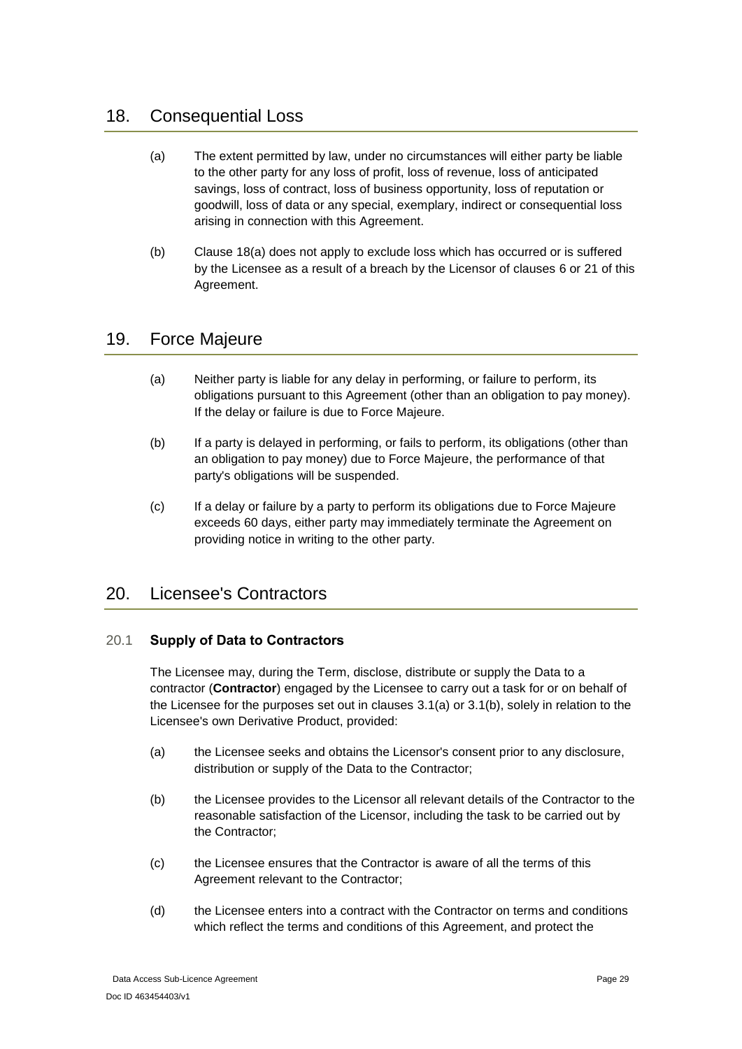## 18. Consequential Loss

(a) The extent permitted by law, under no circumstances will either party be liable to the other party for any loss of profit, loss of revenue, loss of anticipated savings, loss of contract, loss of business opportunity, loss of reputation or goodwill, loss of data or any special, exemplary, indirect or consequential loss arising in connection with this Agreement.

(b) Clause 18(a) does not apply to exclude loss which has occurred or is suffered by the Licensee as a result of a breach by the Licensor of clauses 6 or 21 of this Agreement.

## 19. Force Majeure

(a) Neither party is liable for any delay in performing, or failure to perform, its obligations pursuant to this Agreement (other than an obligation to pay money). If the delay or failure is due to Force Majeure.

(b) If a party is delayed in performing, or fails to perform, its obligations (other than an obligation to pay money) due to Force Majeure, the performance of that party's obligations will be suspended.

(c) If a delay or failure by a party to perform its obligations due to Force Majeure exceeds 60 days, either party may immediately terminate the Agreement on providing notice in writing to the other party.

## 20. Licensee's Contractors

### 20.1 Supply of Data to Contractors

The Licensee may, during the Term, disclose, distribute or supply the Data to a contractor (**Contractor**) engaged by the Licensee to carry out a task for or on behalf of the Licensee for the purposes set out in clauses 3.1(a) or 3.1(b), solely in relation to the Licensee's own Derivative Product, provided:

(a) the Licensee seeks and obtains the Licensor's consent prior to any disclosure, distribution or supply of the Data to the Contractor;

(b) the Licensee provides to the Licensor all relevant details of the Contractor to the reasonable satisfaction of the Licensor, including the task to be carried out by the Contractor;

(c) the Licensee ensures that the Contractor is aware of all the terms of this Agreement relevant to the Contractor;

(d) the Licensee enters into a contract with the Contractor on terms and conditions which reflect the terms and conditions of this Agreement, and protect the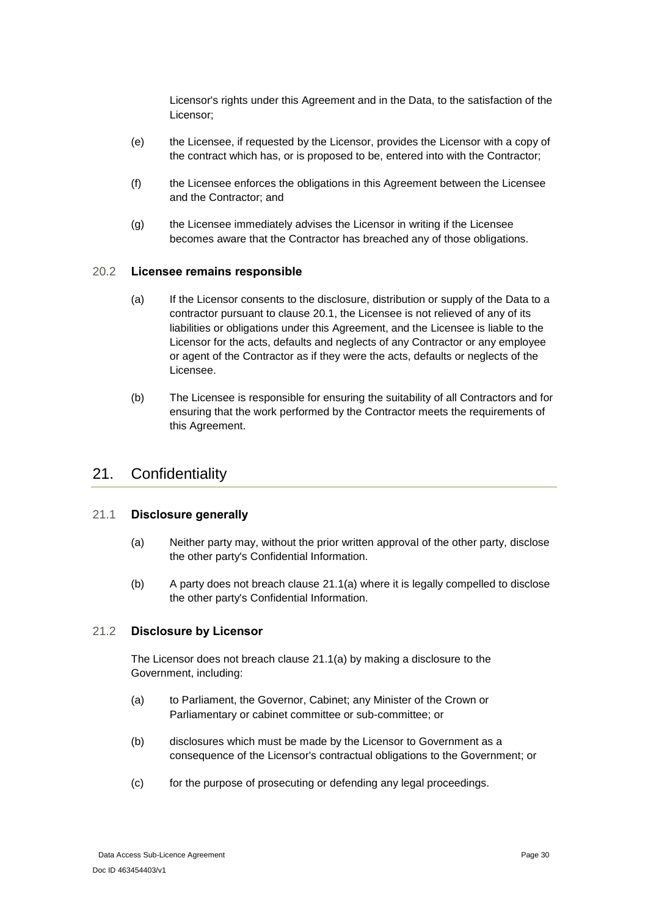Licensor's rights under this Agreement and in the Data, to the satisfaction of the Licensor;

(e) the Licensee, if requested by the Licensor, provides the Licensor with a copy of the contract which has, or is proposed to be, entered into with the Contractor;

(f) the Licensee enforces the obligations in this Agreement between the Licensee and the Contractor; and

(g) the Licensee immediately advises the Licensor in writing if the Licensee becomes aware that the Contractor has breached any of those obligations.

### 20.2 **Licensee remains responsible**

(a) If the Licensor consents to the disclosure, distribution or supply of the Data to a contractor pursuant to clause 20.1, the Licensee is not relieved of any of its liabilities or obligations under this Agreement, and the Licensee is liable to the Licensor for the acts, defaults and neglects of any Contractor or any employee or agent of the Contractor as if they were the acts, defaults or neglects of the Licensee.

(b) The Licensee is responsible for ensuring the suitability of all Contractors and for ensuring that the work performed by the Contractor meets the requirements of this Agreement.

## 21. Confidentiality

### 21.1 **Disclosure generally**

(a) Neither party may, without the prior written approval of the other party, disclose the other party's Confidential Information.

(b) A party does not breach clause 21.1(a) where it is legally compelled to disclose the other party's Confidential Information.

### 21.2 **Disclosure by Licensor**

The Licensor does not breach clause 21.1(a) by making a disclosure to the Government, including:

(a) to Parliament, the Governor, Cabinet; any Minister of the Crown or Parliamentary or cabinet committee or sub-committee; or

(b) disclosures which must be made by the Licensor to Government as a consequence of the Licensor's contractual obligations to the Government; or

(c) for the purpose of prosecuting or defending any legal proceedings.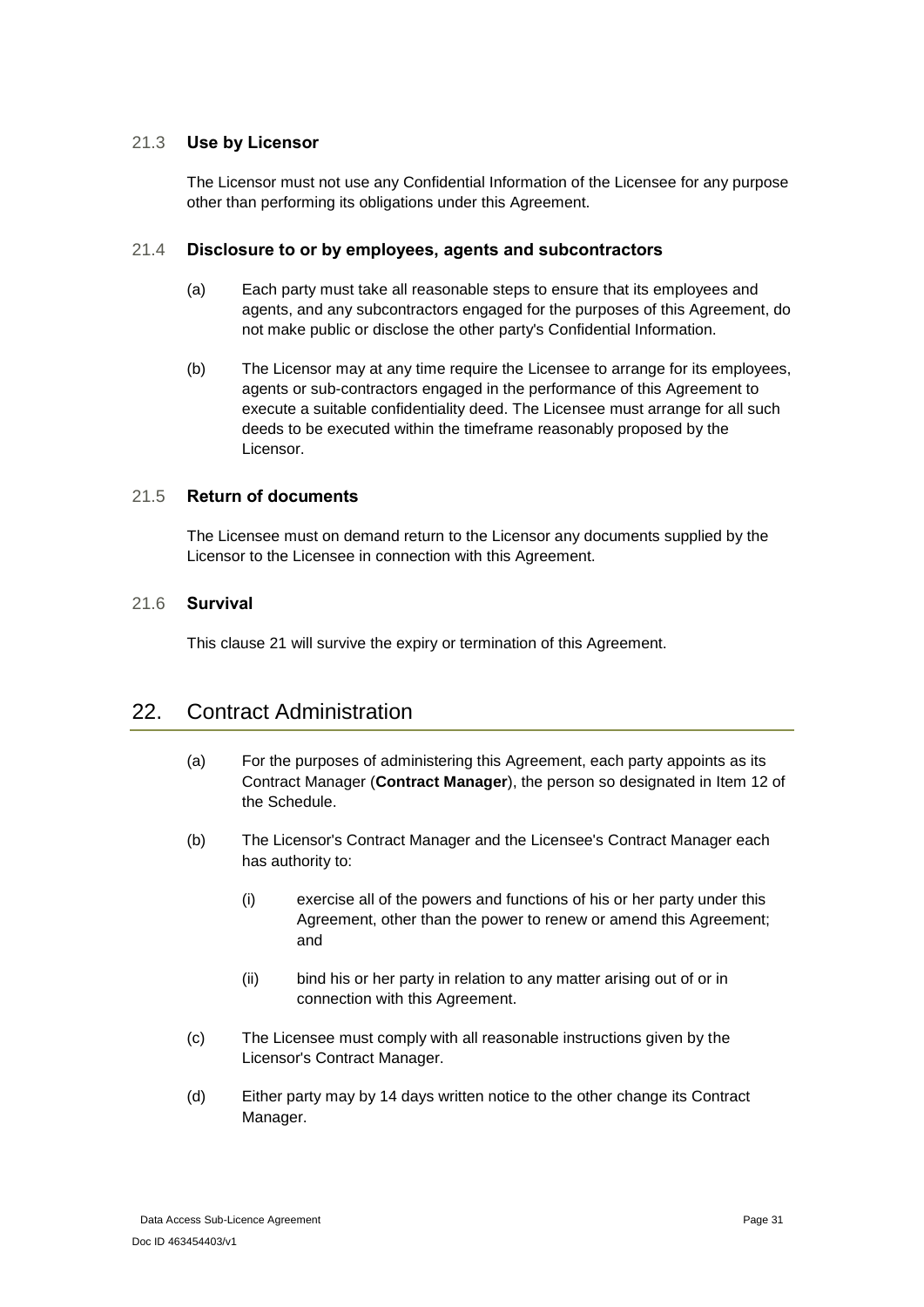### 21.3 Use by Licensor

The Licensor must not use any Confidential Information of the Licensee for any purpose other than performing its obligations under this Agreement.

### 21.4 Disclosure to or by employees, agents and subcontractors

(a) Each party must take all reasonable steps to ensure that its employees and agents, and any subcontractors engaged for the purposes of this Agreement, do not make public or disclose the other party's Confidential Information.

(b) The Licensor may at any time require the Licensee to arrange for its employees, agents or sub-contractors engaged in the performance of this Agreement to execute a suitable confidentiality deed. The Licensee must arrange for all such deeds to be executed within the timeframe reasonably proposed by the Licensor.

### 21.5 Return of documents

The Licensee must on demand return to the Licensor any documents supplied by the Licensor to the Licensee in connection with this Agreement.

### 21.6 Survival

This clause 21 will survive the expiry or termination of this Agreement.

## 22. Contract Administration

(a) For the purposes of administering this Agreement, each party appoints as its Contract Manager (**Contract Manager**), the person so designated in Item 12 of the Schedule.

(b) The Licensor's Contract Manager and the Licensee's Contract Manager each has authority to:

  (i) exercise all of the powers and functions of his or her party under this Agreement, other than the power to renew or amend this Agreement; and

  (ii) bind his or her party in relation to any matter arising out of or in connection with this Agreement.

(c) The Licensee must comply with all reasonable instructions given by the Licensor's Contract Manager.

(d) Either party may by 14 days written notice to the other change its Contract Manager.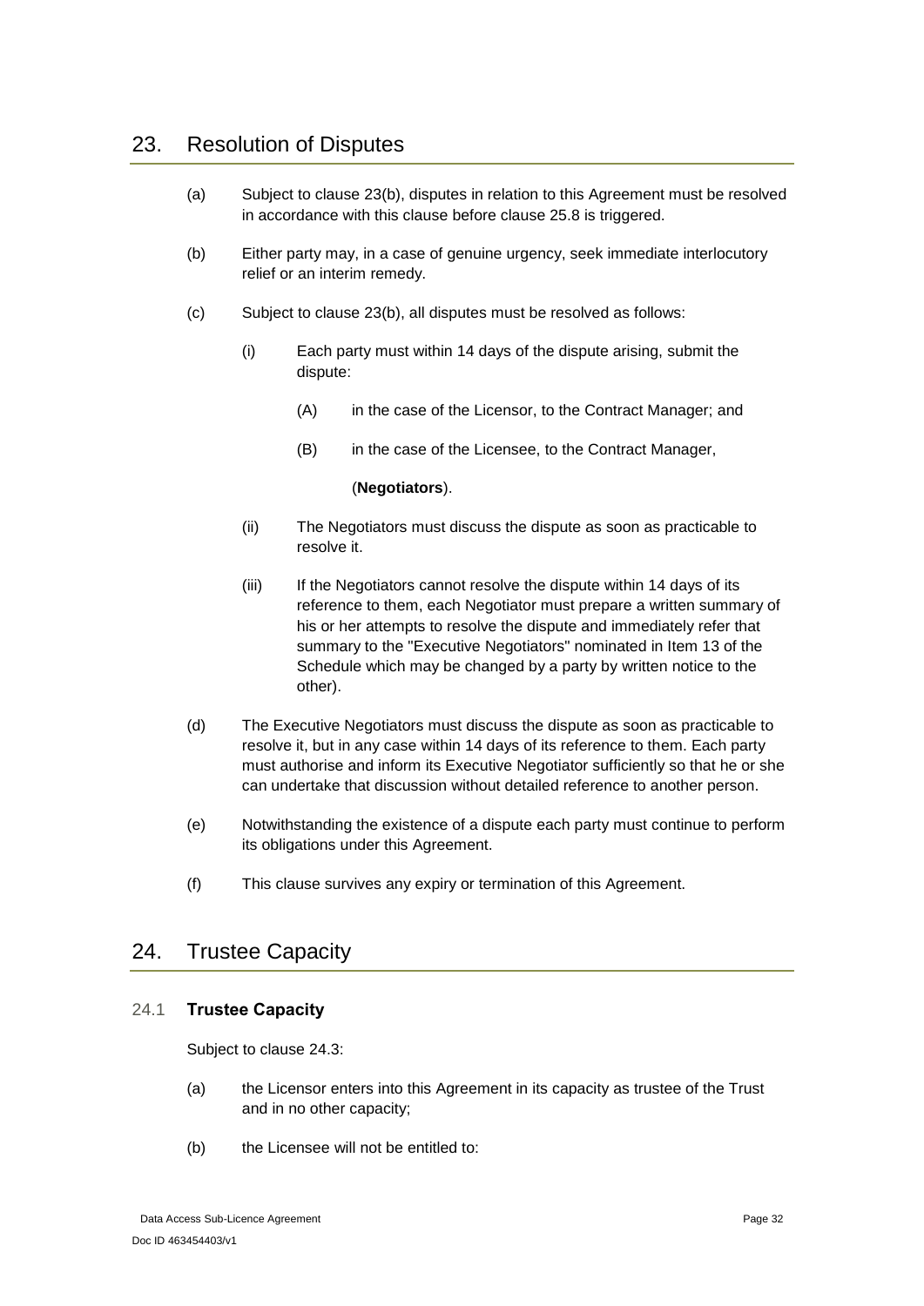## 23. Resolution of Disputes

(a) Subject to clause 23(b), disputes in relation to this Agreement must be resolved in accordance with this clause before clause 25.8 is triggered.

(b) Either party may, in a case of genuine urgency, seek immediate interlocutory relief or an interim remedy.

(c) Subject to clause 23(b), all disputes must be resolved as follows:

- (i) Each party must within 14 days of the dispute arising, submit the dispute:
  - (A) in the case of the Licensor, to the Contract Manager; and
  - (B) in the case of the Licensee, to the Contract Manager,

  (**Negotiators**).

- (ii) The Negotiators must discuss the dispute as soon as practicable to resolve it.

- (iii) If the Negotiators cannot resolve the dispute within 14 days of its reference to them, each Negotiator must prepare a written summary of his or her attempts to resolve the dispute and immediately refer that summary to the "Executive Negotiators" nominated in Item 13 of the Schedule which may be changed by a party by written notice to the other).

(d) The Executive Negotiators must discuss the dispute as soon as practicable to resolve it, but in any case within 14 days of its reference to them. Each party must authorise and inform its Executive Negotiator sufficiently so that he or she can undertake that discussion without detailed reference to another person.

(e) Notwithstanding the existence of a dispute each party must continue to perform its obligations under this Agreement.

(f) This clause survives any expiry or termination of this Agreement.

## 24. Trustee Capacity

### 24.1 Trustee Capacity

Subject to clause 24.3:

(a) the Licensor enters into this Agreement in its capacity as trustee of the Trust and in no other capacity;

(b) the Licensee will not be entitled to: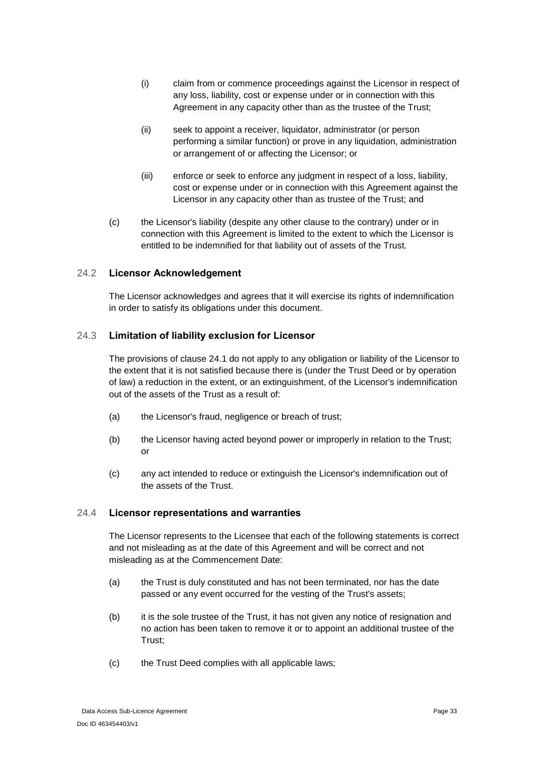(i) claim from or commence proceedings against the Licensor in respect of any loss, liability, cost or expense under or in connection with this Agreement in any capacity other than as the trustee of the Trust;

(ii) seek to appoint a receiver, liquidator, administrator (or person performing a similar function) or prove in any liquidation, administration or arrangement of or affecting the Licensor; or

(iii) enforce or seek to enforce any judgment in respect of a loss, liability, cost or expense under or in connection with this Agreement against the Licensor in any capacity other than as trustee of the Trust; and

(c) the Licensor's liability (despite any other clause to the contrary) under or in connection with this Agreement is limited to the extent to which the Licensor is entitled to be indemnified for that liability out of assets of the Trust.

### 24.2 **Licensor Acknowledgement**

The Licensor acknowledges and agrees that it will exercise its rights of indemnification in order to satisfy its obligations under this document.

### 24.3 **Limitation of liability exclusion for Licensor**

The provisions of clause 24.1 do not apply to any obligation or liability of the Licensor to the extent that it is not satisfied because there is (under the Trust Deed or by operation of law) a reduction in the extent, or an extinguishment, of the Licensor's indemnification out of the assets of the Trust as a result of:

(a) the Licensor's fraud, negligence or breach of trust;

(b) the Licensor having acted beyond power or improperly in relation to the Trust; or

(c) any act intended to reduce or extinguish the Licensor's indemnification out of the assets of the Trust.

### 24.4 **Licensor representations and warranties**

The Licensor represents to the Licensee that each of the following statements is correct and not misleading as at the date of this Agreement and will be correct and not misleading as at the Commencement Date:

(a) the Trust is duly constituted and has not been terminated, nor has the date passed or any event occurred for the vesting of the Trust's assets;

(b) it is the sole trustee of the Trust, it has not given any notice of resignation and no action has been taken to remove it or to appoint an additional trustee of the Trust;

(c) the Trust Deed complies with all applicable laws;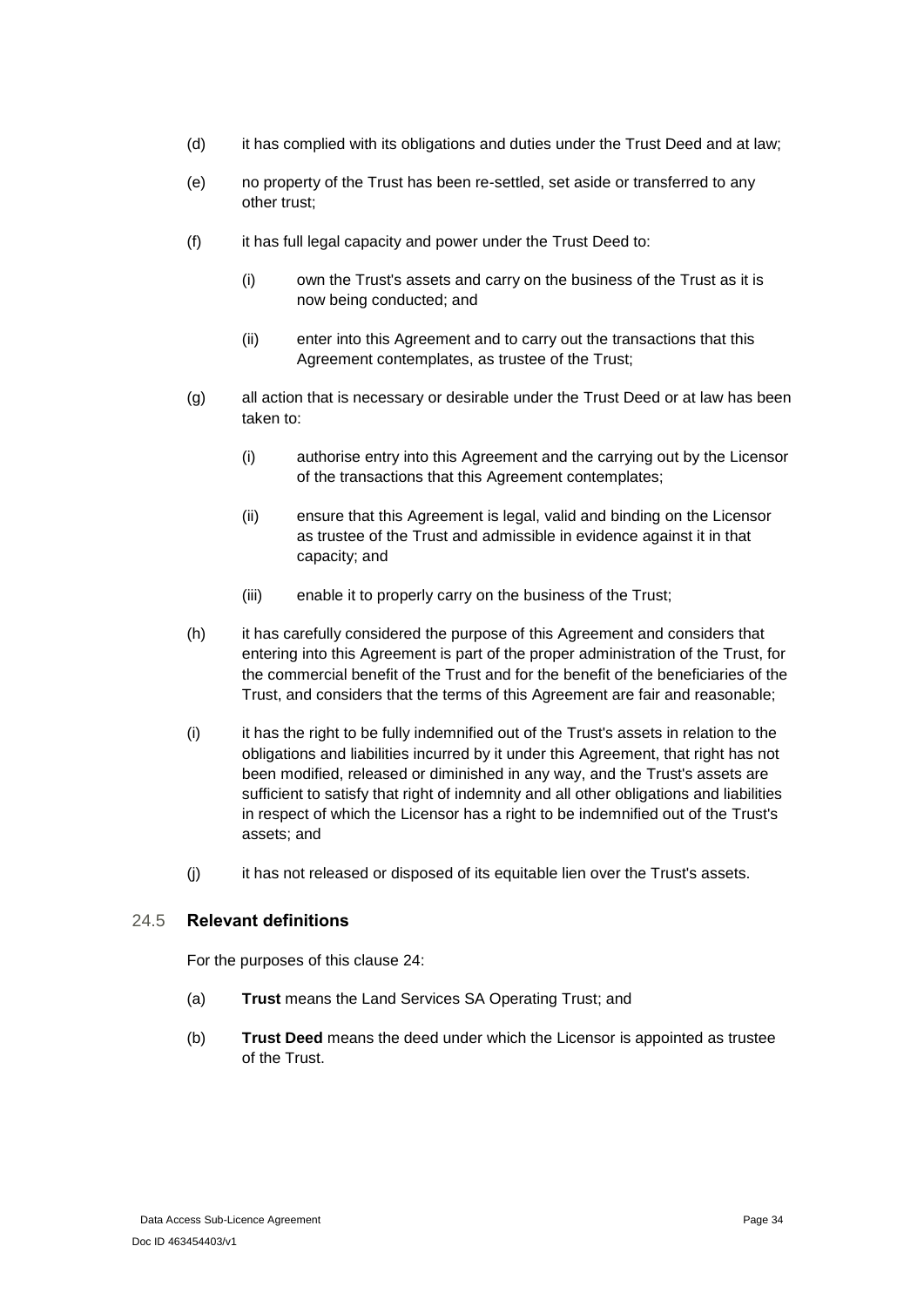(d) it has complied with its obligations and duties under the Trust Deed and at law;

(e) no property of the Trust has been re-settled, set aside or transferred to any other trust;

(f) it has full legal capacity and power under the Trust Deed to:

   (i) own the Trust's assets and carry on the business of the Trust as it is now being conducted; and

   (ii) enter into this Agreement and to carry out the transactions that this Agreement contemplates, as trustee of the Trust;

(g) all action that is necessary or desirable under the Trust Deed or at law has been taken to:

   (i) authorise entry into this Agreement and the carrying out by the Licensor of the transactions that this Agreement contemplates;

   (ii) ensure that this Agreement is legal, valid and binding on the Licensor as trustee of the Trust and admissible in evidence against it in that capacity; and

   (iii) enable it to properly carry on the business of the Trust;

(h) it has carefully considered the purpose of this Agreement and considers that entering into this Agreement is part of the proper administration of the Trust, for the commercial benefit of the Trust and for the benefit of the beneficiaries of the Trust, and considers that the terms of this Agreement are fair and reasonable;

(i) it has the right to be fully indemnified out of the Trust's assets in relation to the obligations and liabilities incurred by it under this Agreement, that right has not been modified, released or diminished in any way, and the Trust's assets are sufficient to satisfy that right of indemnity and all other obligations and liabilities in respect of which the Licensor has a right to be indemnified out of the Trust's assets; and

(j) it has not released or disposed of its equitable lien over the Trust's assets.

## 24.5 Relevant definitions

For the purposes of this clause 24:

(a) **Trust** means the Land Services SA Operating Trust; and

(b) **Trust Deed** means the deed under which the Licensor is appointed as trustee of the Trust.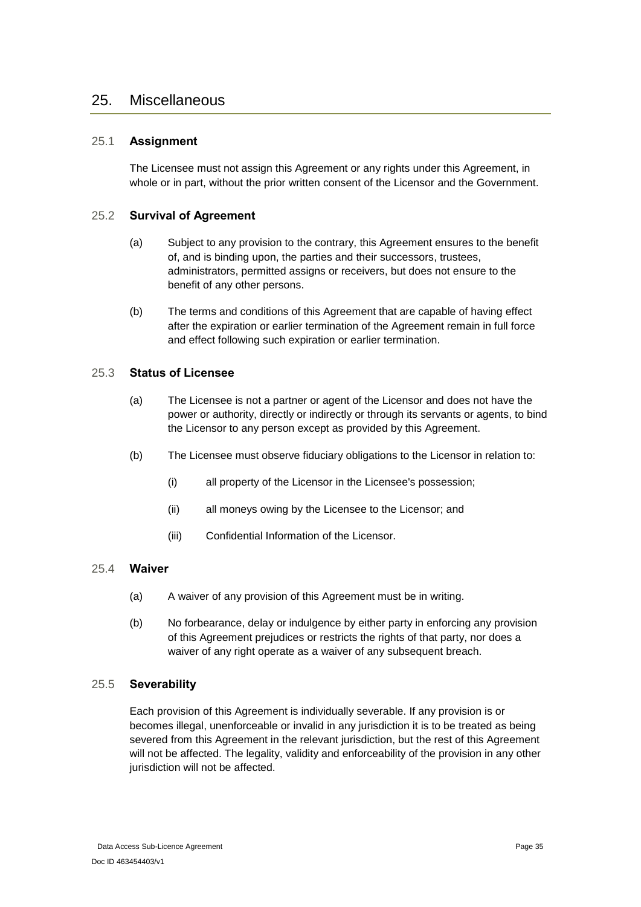## 25. Miscellaneous

### 25.1 **Assignment**

The Licensee must not assign this Agreement or any rights under this Agreement, in whole or in part, without the prior written consent of the Licensor and the Government.

### 25.2 **Survival of Agreement**

(a) Subject to any provision to the contrary, this Agreement ensures to the benefit of, and is binding upon, the parties and their successors, trustees, administrators, permitted assigns or receivers, but does not ensure to the benefit of any other persons.

(b) The terms and conditions of this Agreement that are capable of having effect after the expiration or earlier termination of the Agreement remain in full force and effect following such expiration or earlier termination.

### 25.3 **Status of Licensee**

(a) The Licensee is not a partner or agent of the Licensor and does not have the power or authority, directly or indirectly or through its servants or agents, to bind the Licensor to any person except as provided by this Agreement.

(b) The Licensee must observe fiduciary obligations to the Licensor in relation to:

(i) all property of the Licensor in the Licensee's possession;

(ii) all moneys owing by the Licensee to the Licensor; and

(iii) Confidential Information of the Licensor.

### 25.4 **Waiver**

(a) A waiver of any provision of this Agreement must be in writing.

(b) No forbearance, delay or indulgence by either party in enforcing any provision of this Agreement prejudices or restricts the rights of that party, nor does a waiver of any right operate as a waiver of any subsequent breach.

### 25.5 **Severability**

Each provision of this Agreement is individually severable. If any provision is or becomes illegal, unenforceable or invalid in any jurisdiction it is to be treated as being severed from this Agreement in the relevant jurisdiction, but the rest of this Agreement will not be affected. The legality, validity and enforceability of the provision in any other jurisdiction will not be affected.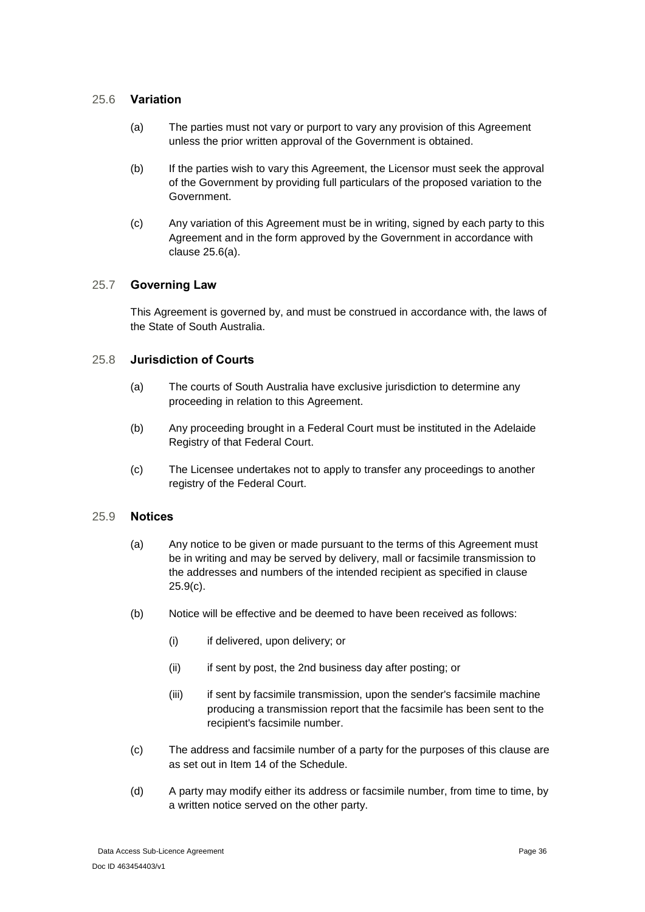### 25.6 Variation

(a) The parties must not vary or purport to vary any provision of this Agreement unless the prior written approval of the Government is obtained.

(b) If the parties wish to vary this Agreement, the Licensor must seek the approval of the Government by providing full particulars of the proposed variation to the Government.

(c) Any variation of this Agreement must be in writing, signed by each party to this Agreement and in the form approved by the Government in accordance with clause 25.6(a).

### 25.7 Governing Law

This Agreement is governed by, and must be construed in accordance with, the laws of the State of South Australia.

### 25.8 Jurisdiction of Courts

(a) The courts of South Australia have exclusive jurisdiction to determine any proceeding in relation to this Agreement.

(b) Any proceeding brought in a Federal Court must be instituted in the Adelaide Registry of that Federal Court.

(c) The Licensee undertakes not to apply to transfer any proceedings to another registry of the Federal Court.

### 25.9 Notices

(a) Any notice to be given or made pursuant to the terms of this Agreement must be in writing and may be served by delivery, mall or facsimile transmission to the addresses and numbers of the intended recipient as specified in clause 25.9(c).

(b) Notice will be effective and be deemed to have been received as follows:

(i) if delivered, upon delivery; or

(ii) if sent by post, the 2nd business day after posting; or

(iii) if sent by facsimile transmission, upon the sender's facsimile machine producing a transmission report that the facsimile has been sent to the recipient's facsimile number.

(c) The address and facsimile number of a party for the purposes of this clause are as set out in Item 14 of the Schedule.

(d) A party may modify either its address or facsimile number, from time to time, by a written notice served on the other party.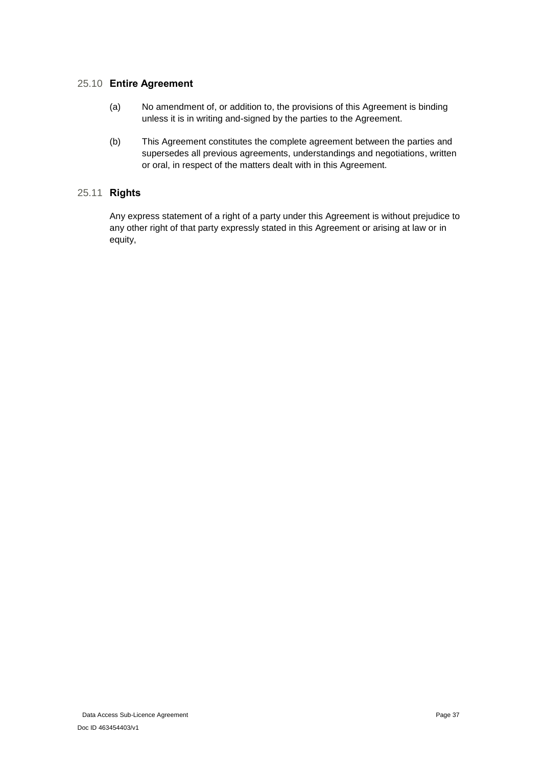### 25.10 **Entire Agreement**

(a) No amendment of, or addition to, the provisions of this Agreement is binding unless it is in writing and-signed by the parties to the Agreement.

(b) This Agreement constitutes the complete agreement between the parties and supersedes all previous agreements, understandings and negotiations, written or oral, in respect of the matters dealt with in this Agreement.

### 25.11 **Rights**

Any express statement of a right of a party under this Agreement is without prejudice to any other right of that party expressly stated in this Agreement or arising at law or in equity,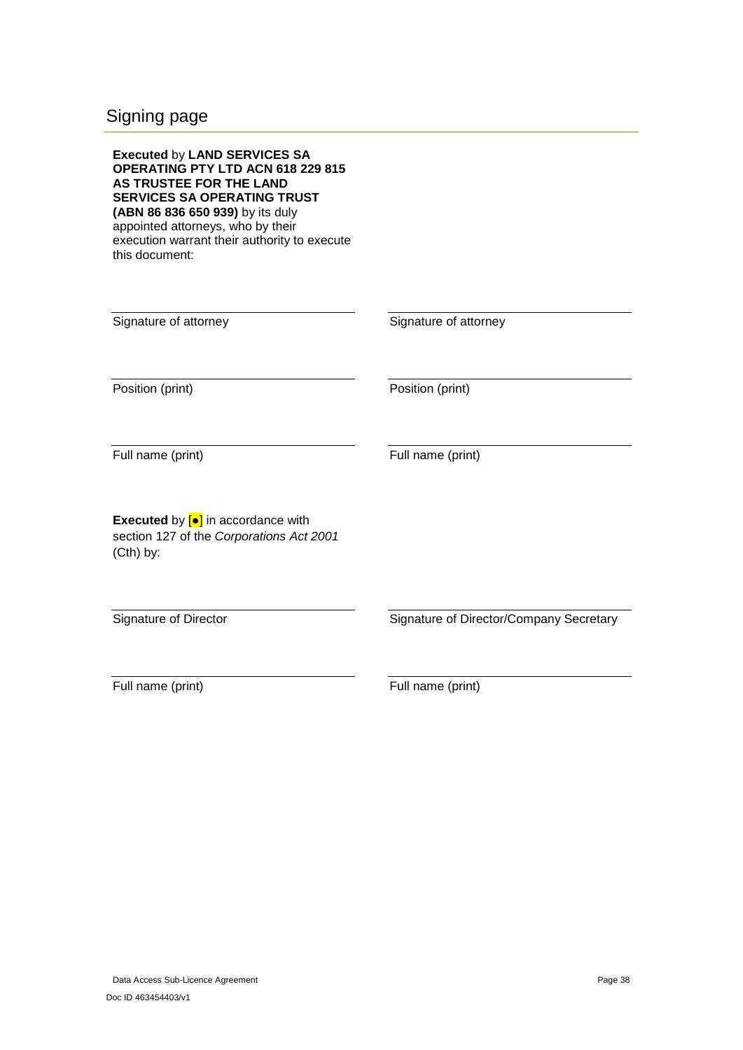## Signing page

**Executed** by **LAND SERVICES SA OPERATING PTY LTD ACN 618 229 815 AS TRUSTEE FOR THE LAND SERVICES SA OPERATING TRUST (ABN 86 836 650 939)** by its duly appointed attorneys, who by their execution warrant their authority to execute this document:

| | |
|---|---|
| Signature of attorney | Signature of attorney |
| Position (print) | Position (print) |
| Full name (print) | Full name (print) |

**Executed** by [●] in accordance with section 127 of the *Corporations Act 2001* (Cth) by:

| | |
|---|---|
| Signature of Director | Signature of Director/Company Secretary |
| Full name (print) | Full name (print) |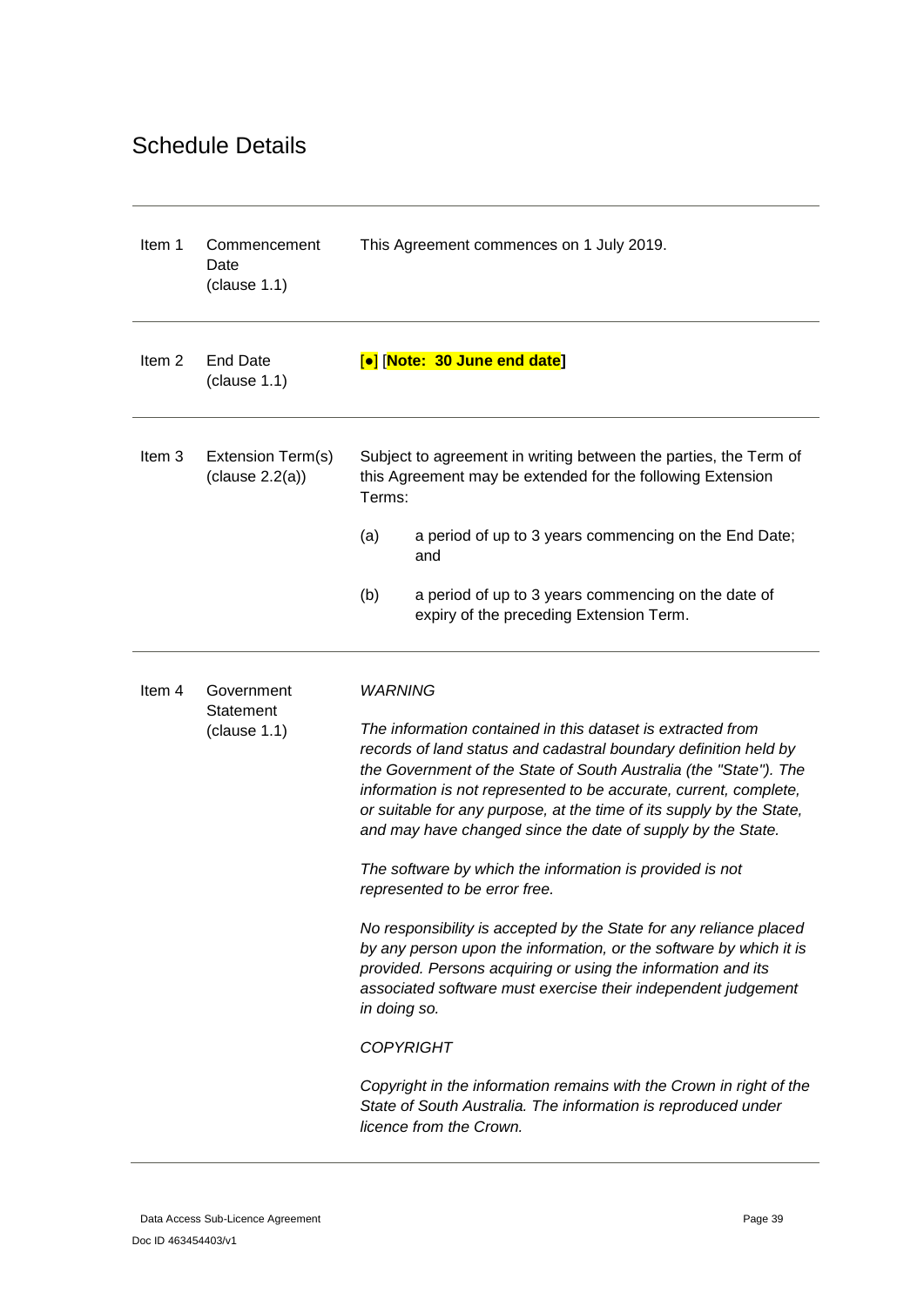# Schedule Details

| Item | Description | Details |
| --- | --- | --- |
| Item 1 | Commencement Date (clause 1.1) | This Agreement commences on 1 July 2019. |
| Item 2 | End Date (clause 1.1) | [●] [**Note: 30 June end date**] |
| Item 3 | Extension Term(s) (clause 2.2(a)) | Subject to agreement in writing between the parties, the Term of this Agreement may be extended for the following Extension Terms:<br><br>(a) a period of up to 3 years commencing on the End Date; and<br><br>(b) a period of up to 3 years commencing on the date of expiry of the preceding Extension Term. |
| Item 4 | Government Statement (clause 1.1) | *WARNING*<br><br>*The information contained in this dataset is extracted from records of land status and cadastral boundary definition held by the Government of the State of South Australia (the "State"). The information is not represented to be accurate, current, complete, or suitable for any purpose, at the time of its supply by the State, and may have changed since the date of supply by the State.*<br><br>*The software by which the information is provided is not represented to be error free.*<br><br>*No responsibility is accepted by the State for any reliance placed by any person upon the information, or the software by which it is provided. Persons acquiring or using the information and its associated software must exercise their independent judgement in doing so.*<br><br>*COPYRIGHT*<br><br>*Copyright in the information remains with the Crown in right of the State of South Australia. The information is reproduced under licence from the Crown.* |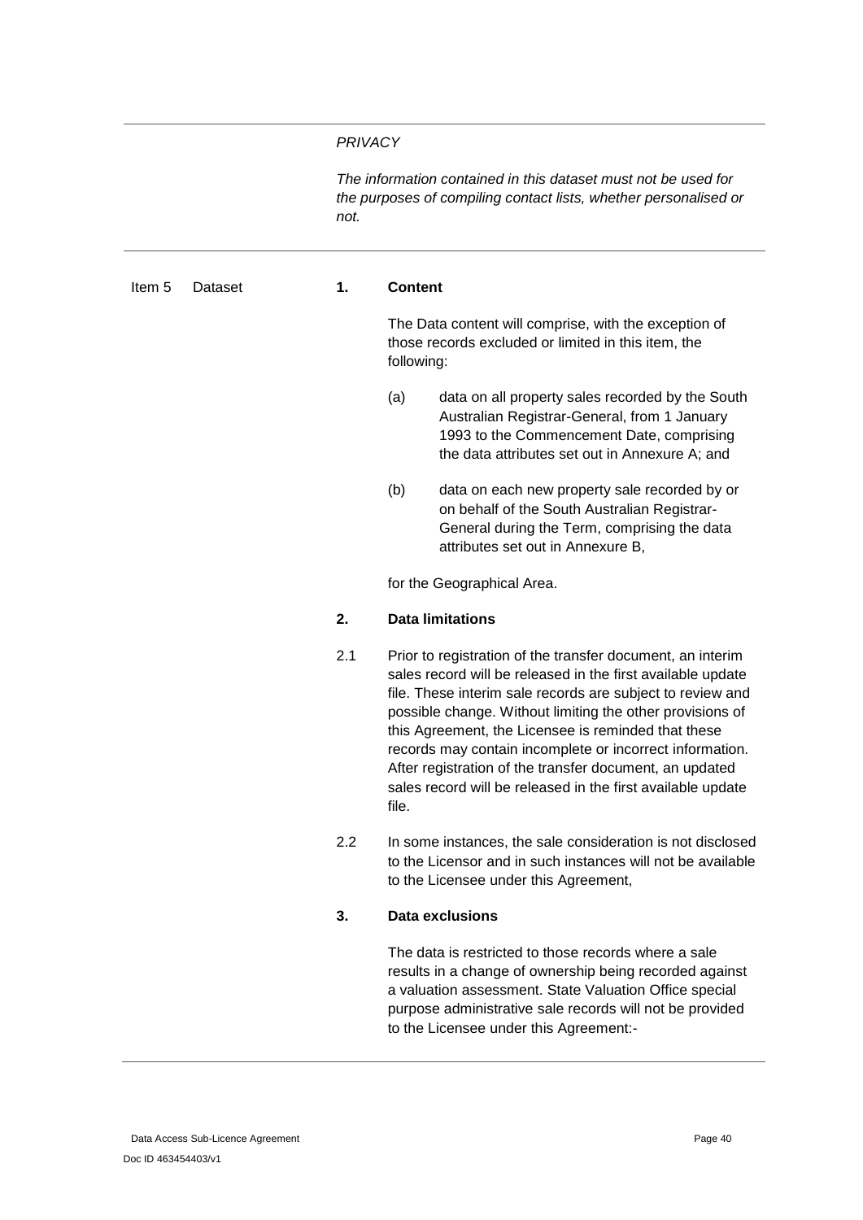*PRIVACY*

*The information contained in this dataset must not be used for the purposes of compiling contact lists, whether personalised or not.*

---

Item 5 Dataset

**1. Content**

The Data content will comprise, with the exception of those records excluded or limited in this item, the following:

(a) data on all property sales recorded by the South Australian Registrar-General, from 1 January 1993 to the Commencement Date, comprising the data attributes set out in Annexure A; and

(b) data on each new property sale recorded by or on behalf of the South Australian Registrar-General during the Term, comprising the data attributes set out in Annexure B,

for the Geographical Area.

**2. Data limitations**

2.1 Prior to registration of the transfer document, an interim sales record will be released in the first available update file. These interim sale records are subject to review and possible change. Without limiting the other provisions of this Agreement, the Licensee is reminded that these records may contain incomplete or incorrect information. After registration of the transfer document, an updated sales record will be released in the first available update file.

2.2 In some instances, the sale consideration is not disclosed to the Licensor and in such instances will not be available to the Licensee under this Agreement,

**3. Data exclusions**

The data is restricted to those records where a sale results in a change of ownership being recorded against a valuation assessment. State Valuation Office special purpose administrative sale records will not be provided to the Licensee under this Agreement:-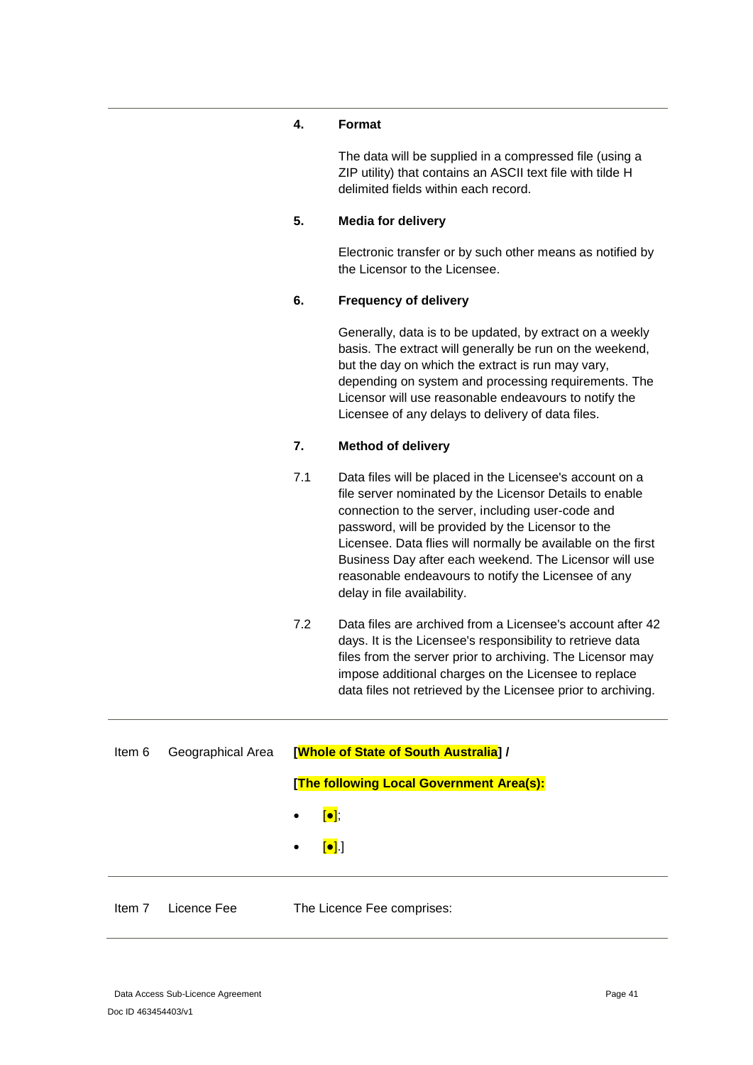**4. Format**

The data will be supplied in a compressed file (using a ZIP utility) that contains an ASCII text file with tilde H delimited fields within each record.

**5. Media for delivery**

Electronic transfer or by such other means as notified by the Licensor to the Licensee.

**6. Frequency of delivery**

Generally, data is to be updated, by extract on a weekly basis. The extract will generally be run on the weekend, but the day on which the extract is run may vary, depending on system and processing requirements. The Licensor will use reasonable endeavours to notify the Licensee of any delays to delivery of data files.

**7. Method of delivery**

7.1 Data files will be placed in the Licensee's account on a file server nominated by the Licensor Details to enable connection to the server, including user-code and password, will be provided by the Licensor to the Licensee. Data flies will normally be available on the first Business Day after each weekend. The Licensor will use reasonable endeavours to notify the Licensee of any delay in file availability.

7.2 Data files are archived from a Licensee's account after 42 days. It is the Licensee's responsibility to retrieve data files from the server prior to archiving. The Licensor may impose additional charges on the Licensee to replace data files not retrieved by the Licensee prior to archiving.

| | | |
|---|---|---|
| Item 6 | Geographical Area | **[Whole of State of South Australia] /**<br><br>**[The following Local Government Area(s):**<br><br>• **[●]**;<br>• **[●]**.] |
| Item 7 | Licence Fee | The Licence Fee comprises: |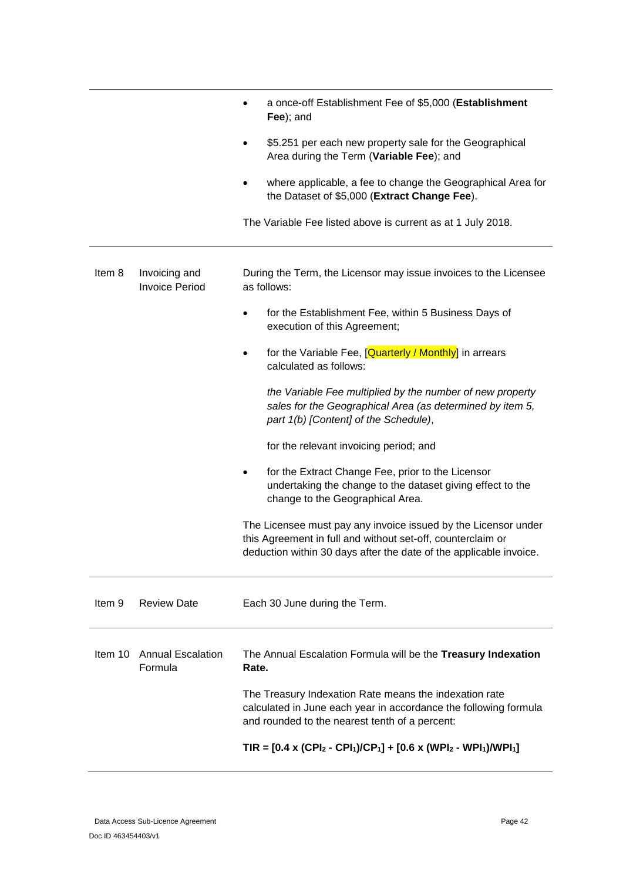| | | |
|---|---|---|
| | | • a once-off Establishment Fee of $5,000 (**Establishment Fee**); and<br><br>• $5.251 per each new property sale for the Geographical Area during the Term (**Variable Fee**); and<br><br>• where applicable, a fee to change the Geographical Area for the Dataset of $5,000 (**Extract Change Fee**).<br><br>The Variable Fee listed above is current as at 1 July 2018. |
| Item 8 | Invoicing and Invoice Period | During the Term, the Licensor may issue invoices to the Licensee as follows:<br><br>• for the Establishment Fee, within 5 Business Days of execution of this Agreement;<br><br>• for the Variable Fee, [Quarterly / Monthly] in arrears calculated as follows:<br><br>*the Variable Fee multiplied by the number of new property sales for the Geographical Area (as determined by item 5, part 1(b) [Content] of the Schedule)*,<br><br>for the relevant invoicing period; and<br><br>• for the Extract Change Fee, prior to the Licensor undertaking the change to the dataset giving effect to the change to the Geographical Area.<br><br>The Licensee must pay any invoice issued by the Licensor under this Agreement in full and without set-off, counterclaim or deduction within 30 days after the date of the applicable invoice. |
| Item 9 | Review Date | Each 30 June during the Term. |
| Item 10 | Annual Escalation Formula | The Annual Escalation Formula will be the **Treasury Indexation Rate.**<br><br>The Treasury Indexation Rate means the indexation rate calculated in June each year in accordance the following formula and rounded to the nearest tenth of a percent:<br><br>$\mathbf{TIR = [0.4 \times (CPI_2 - CPI_1)/CP_1] + [0.6 \times (WPI_2 - WPI_1)/WPI_1]}$ |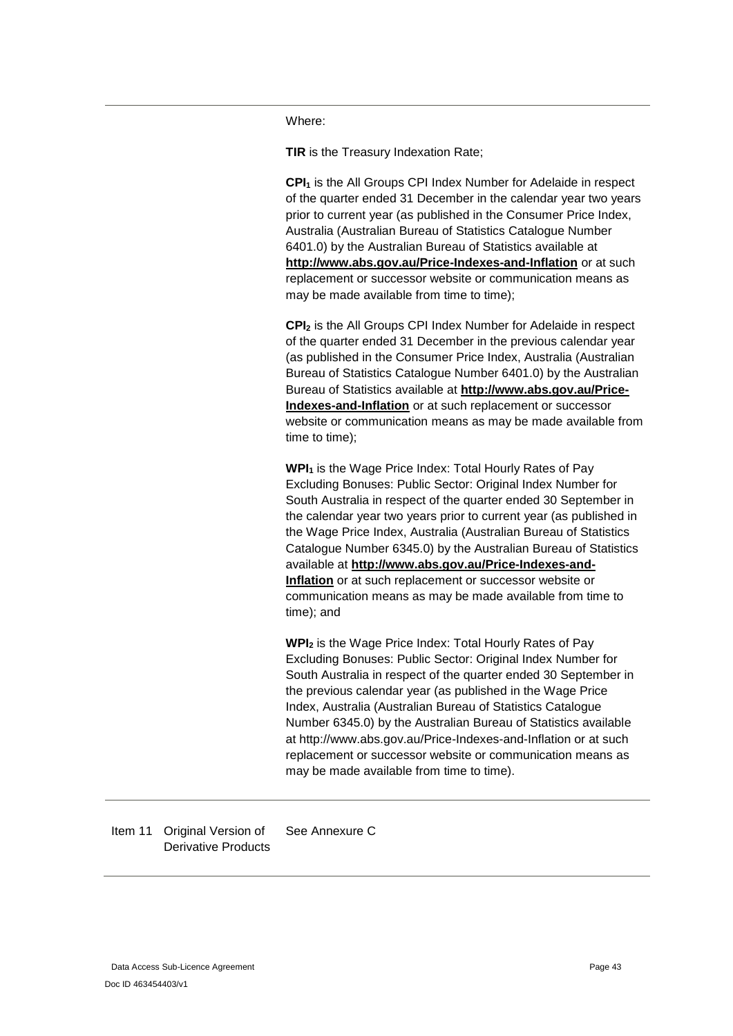Where:

**TIR** is the Treasury Indexation Rate;

**$CPI_1$** is the All Groups CPI Index Number for Adelaide in respect of the quarter ended 31 December in the calendar year two years prior to current year (as published in the Consumer Price Index, Australia (Australian Bureau of Statistics Catalogue Number 6401.0) by the Australian Bureau of Statistics available at **http://www.abs.gov.au/Price-Indexes-and-Inflation** or at such replacement or successor website or communication means as may be made available from time to time);

**$CPI_2$** is the All Groups CPI Index Number for Adelaide in respect of the quarter ended 31 December in the previous calendar year (as published in the Consumer Price Index, Australia (Australian Bureau of Statistics Catalogue Number 6401.0) by the Australian Bureau of Statistics available at **http://www.abs.gov.au/Price-Indexes-and-Inflation** or at such replacement or successor website or communication means as may be made available from time to time);

**$WPI_1$** is the Wage Price Index: Total Hourly Rates of Pay Excluding Bonuses: Public Sector: Original Index Number for South Australia in respect of the quarter ended 30 September in the calendar year two years prior to current year (as published in the Wage Price Index, Australia (Australian Bureau of Statistics Catalogue Number 6345.0) by the Australian Bureau of Statistics available at **http://www.abs.gov.au/Price-Indexes-and-Inflation** or at such replacement or successor website or communication means as may be made available from time to time); and

**$WPI_2$** is the Wage Price Index: Total Hourly Rates of Pay Excluding Bonuses: Public Sector: Original Index Number for South Australia in respect of the quarter ended 30 September in the previous calendar year (as published in the Wage Price Index, Australia (Australian Bureau of Statistics Catalogue Number 6345.0) by the Australian Bureau of Statistics available at http://www.abs.gov.au/Price-Indexes-and-Inflation or at such replacement or successor website or communication means as may be made available from time to time).

| Item 11 | Original Version of Derivative Products | See Annexure C |
|---|---|---|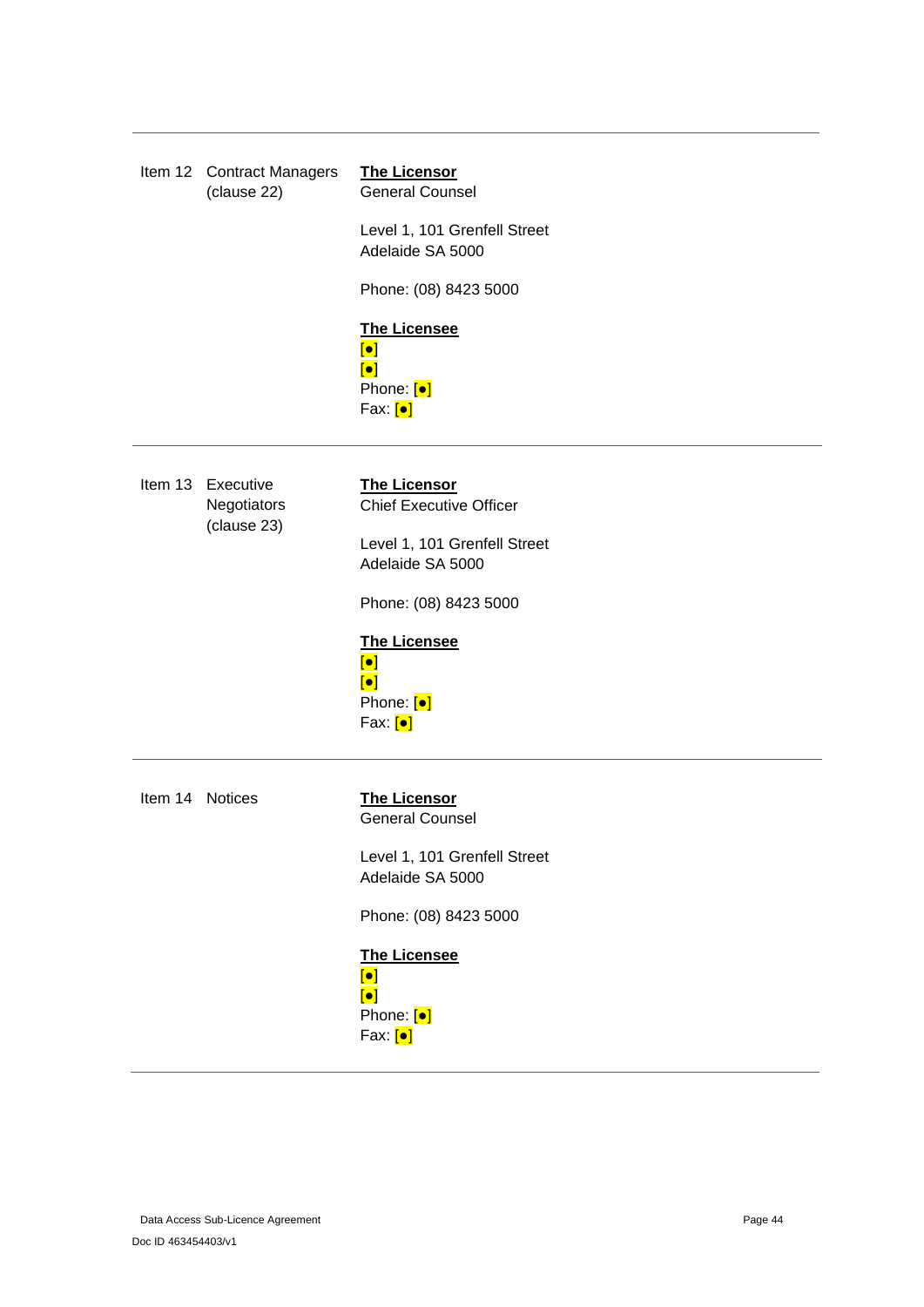| Item | | |
|---|---|---|
| Item 12 | Contract Managers (clause 22) | **The Licensor**<br>General Counsel<br><br>Level 1, 101 Grenfell Street<br>Adelaide SA 5000<br><br>Phone: (08) 8423 5000<br><br>**The Licensee**<br>[●]<br>[●]<br>Phone: [●]<br>Fax: [●] |
| Item 13 | Executive Negotiators (clause 23) | **The Licensor**<br>Chief Executive Officer<br><br>Level 1, 101 Grenfell Street<br>Adelaide SA 5000<br><br>Phone: (08) 8423 5000<br><br>**The Licensee**<br>[●]<br>[●]<br>Phone: [●]<br>Fax: [●] |
| Item 14 | Notices | **The Licensor**<br>General Counsel<br><br>Level 1, 101 Grenfell Street<br>Adelaide SA 5000<br><br>Phone: (08) 8423 5000<br><br>**The Licensee**<br>[●]<br>[●]<br>Phone: [●]<br>Fax: [●] |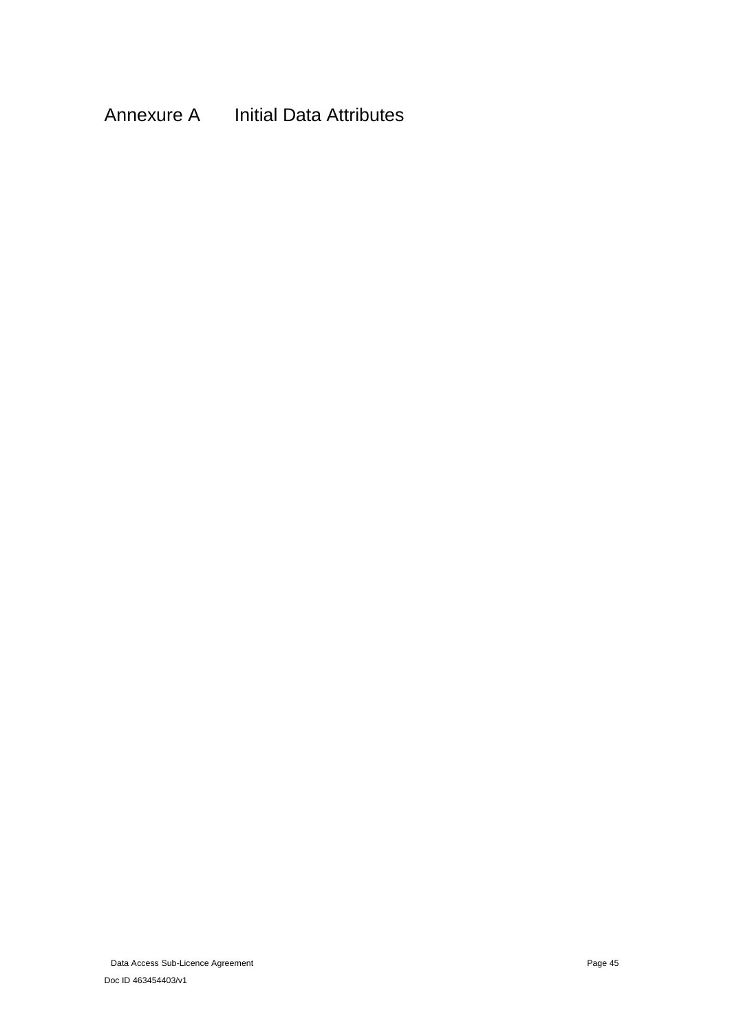# Annexure A Initial Data Attributes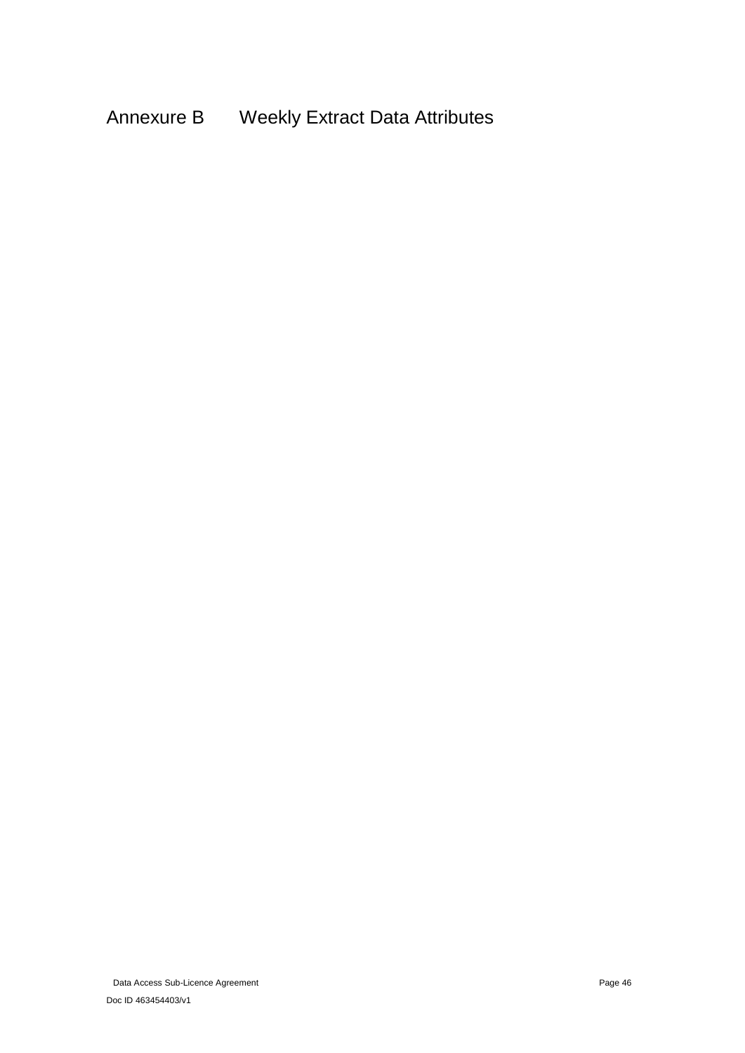# Annexure B Weekly Extract Data Attributes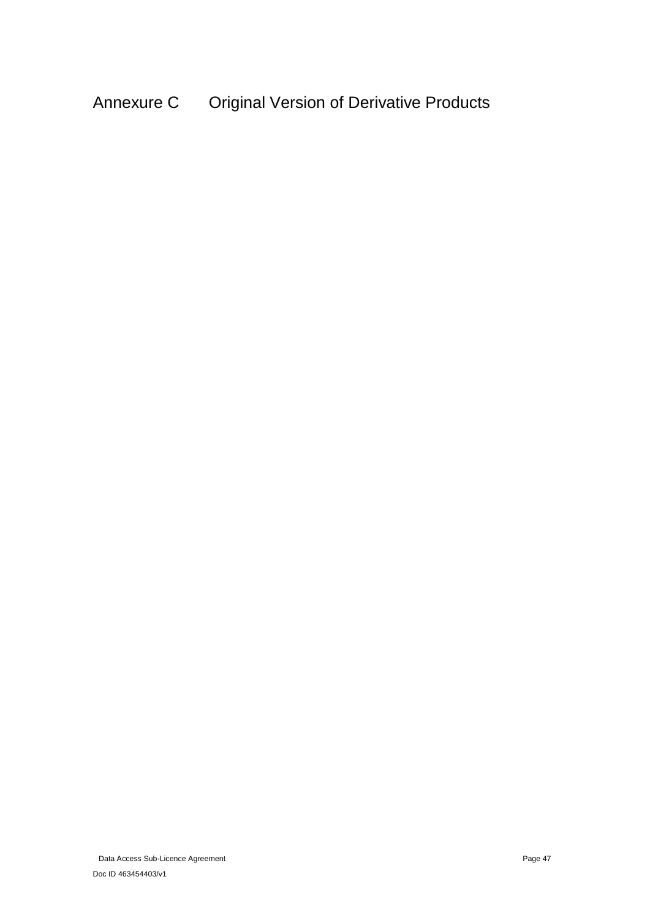# Annexure C Original Version of Derivative Products